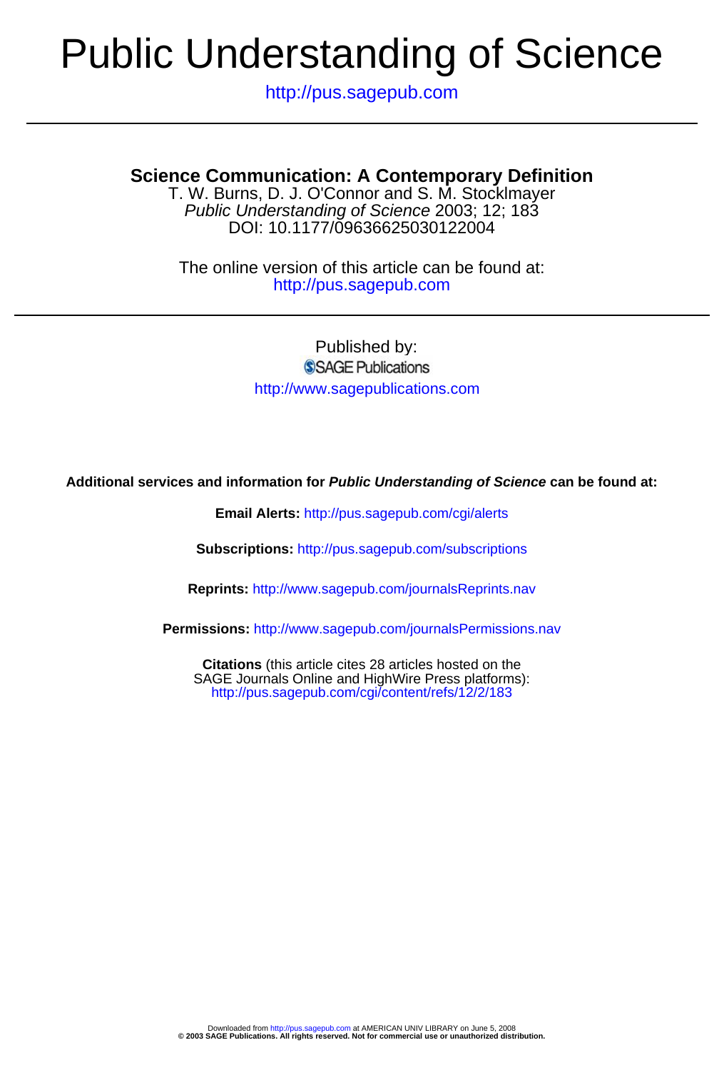# Public Understanding of Science

http://pus.sagepub.com

## Science Communication: A Contemporary Definition

T. W. Burns, D. J. O'Connor and S. M. Stocklmayer
*Public Understanding of Science* 2003; 12; 183
DOI: 10.1177/09636625030122004

The online version of this article can be found at:
http://pus.sagepub.com

Published by:
SAGE Publications
http://www.sagepublications.com

**Additional services and information for *Public Understanding of Science* can be found at:**

**Email Alerts:** http://pus.sagepub.com/cgi/alerts

**Subscriptions:** http://pus.sagepub.com/subscriptions

**Reprints:** http://www.sagepub.com/journalsReprints.nav

**Permissions:** http://www.sagepub.com/journalsPermissions.nav

**Citations** (this article cites 28 articles hosted on the SAGE Journals Online and HighWire Press platforms):
http://pus.sagepub.com/cgi/content/refs/12/2/183

Downloaded from http://pus.sagepub.com at AMERICAN UNIV LIBRARY on June 5, 2008
**© 2003 SAGE Publications. All rights reserved. Not for commercial use or unauthorized distribution.**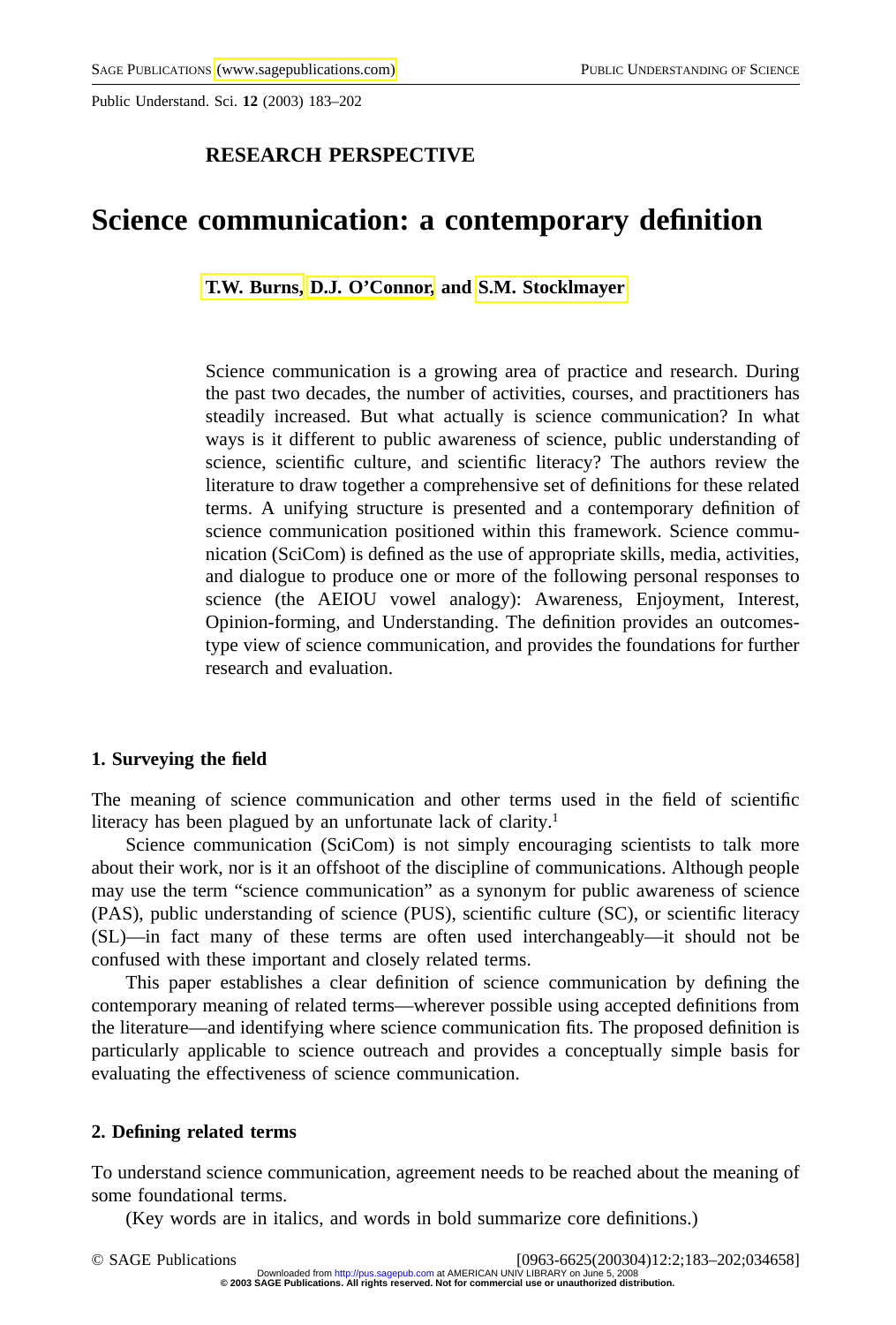RESEARCH PERSPECTIVE

# Science communication: a contemporary definition

**T.W. Burns, D.J. O'Connor, and S.M. Stocklmayer**

Science communication is a growing area of practice and research. During the past two decades, the number of activities, courses, and practitioners has steadily increased. But what actually is science communication? In what ways is it different to public awareness of science, public understanding of science, scientific culture, and scientific literacy? The authors review the literature to draw together a comprehensive set of definitions for these related terms. A unifying structure is presented and a contemporary definition of science communication positioned within this framework. Science communication (SciCom) is defined as the use of appropriate skills, media, activities, and dialogue to produce one or more of the following personal responses to science (the AEIOU vowel analogy): Awareness, Enjoyment, Interest, Opinion-forming, and Understanding. The definition provides an outcomes-type view of science communication, and provides the foundations for further research and evaluation.

## 1. Surveying the field

The meaning of science communication and other terms used in the field of scientific literacy has been plagued by an unfortunate lack of clarity.[1]

Science communication (SciCom) is not simply encouraging scientists to talk more about their work, nor is it an offshoot of the discipline of communications. Although people may use the term "science communication" as a synonym for public awareness of science (PAS), public understanding of science (PUS), scientific culture (SC), or scientific literacy (SL)—in fact many of these terms are often used interchangeably—it should not be confused with these important and closely related terms.

This paper establishes a clear definition of science communication by defining the contemporary meaning of related terms—wherever possible using accepted definitions from the literature—and identifying where science communication fits. The proposed definition is particularly applicable to science outreach and provides a conceptually simple basis for evaluating the effectiveness of science communication.

## 2. Defining related terms

To understand science communication, agreement needs to be reached about the meaning of some foundational terms.

(Key words are in italics, and words in bold summarize core definitions.)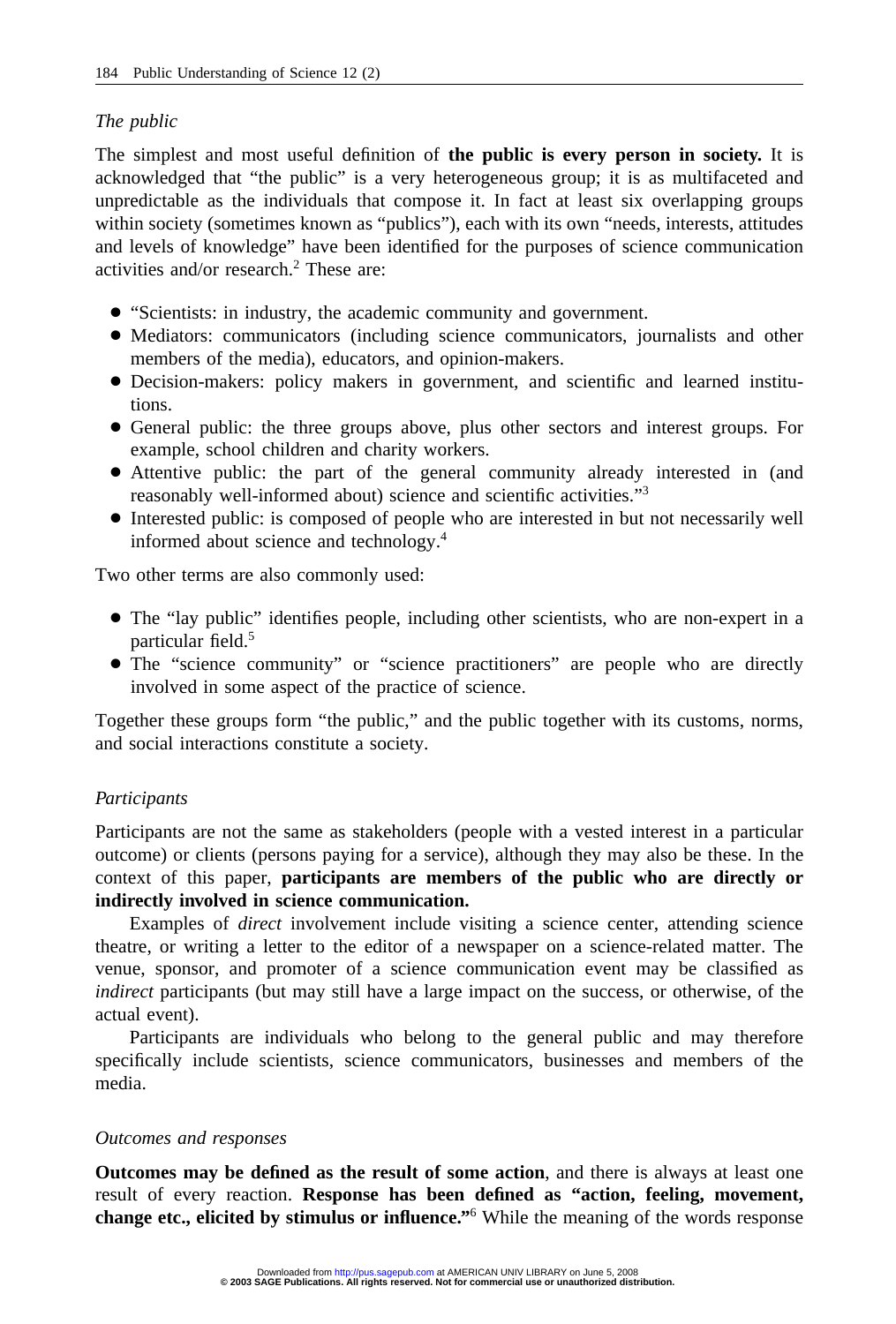*The public*

The simplest and most useful definition of **the public is every person in society.** It is acknowledged that "the public" is a very heterogeneous group; it is as multifaceted and unpredictable as the individuals that compose it. In fact at least six overlapping groups within society (sometimes known as "publics"), each with its own "needs, interests, attitudes and levels of knowledge" have been identified for the purposes of science communication activities and/or research.[2] These are:

- "Scientists: in industry, the academic community and government.
- Mediators: communicators (including science communicators, journalists and other members of the media), educators, and opinion-makers.
- Decision-makers: policy makers in government, and scientific and learned institutions.
- General public: the three groups above, plus other sectors and interest groups. For example, school children and charity workers.
- Attentive public: the part of the general community already interested in (and reasonably well-informed about) science and scientific activities."[3]
- Interested public: is composed of people who are interested in but not necessarily well informed about science and technology.[4]

Two other terms are also commonly used:

- The "lay public" identifies people, including other scientists, who are non-expert in a particular field.[5]
- The "science community" or "science practitioners" are people who are directly involved in some aspect of the practice of science.

Together these groups form "the public," and the public together with its customs, norms, and social interactions constitute a society.

*Participants*

Participants are not the same as stakeholders (people with a vested interest in a particular outcome) or clients (persons paying for a service), although they may also be these. In the context of this paper, **participants are members of the public who are directly or indirectly involved in science communication.**

Examples of *direct* involvement include visiting a science center, attending science theatre, or writing a letter to the editor of a newspaper on a science-related matter. The venue, sponsor, and promoter of a science communication event may be classified as *indirect* participants (but may still have a large impact on the success, or otherwise, of the actual event).

Participants are individuals who belong to the general public and may therefore specifically include scientists, science communicators, businesses and members of the media.

*Outcomes and responses*

**Outcomes may be defined as the result of some action**, and there is always at least one result of every reaction. **Response has been defined as "action, feeling, movement, change etc., elicited by stimulus or influence."**[6] While the meaning of the words response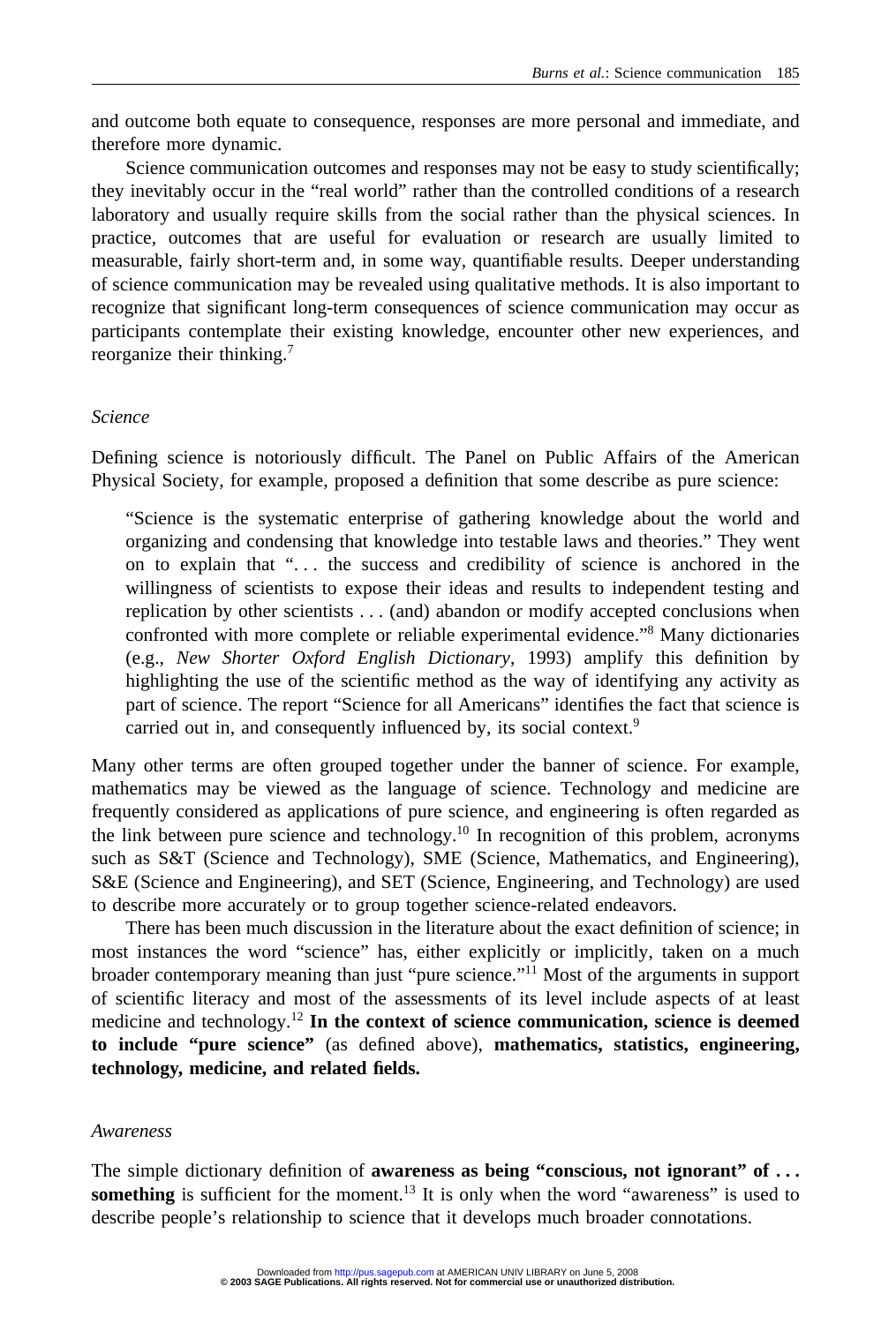and outcome both equate to consequence, responses are more personal and immediate, and therefore more dynamic.

Science communication outcomes and responses may not be easy to study scientifically; they inevitably occur in the "real world" rather than the controlled conditions of a research laboratory and usually require skills from the social rather than the physical sciences. In practice, outcomes that are useful for evaluation or research are usually limited to measurable, fairly short-term and, in some way, quantifiable results. Deeper understanding of science communication may be revealed using qualitative methods. It is also important to recognize that significant long-term consequences of science communication may occur as participants contemplate their existing knowledge, encounter other new experiences, and reorganize their thinking.[7]

### *Science*

Defining science is notoriously difficult. The Panel on Public Affairs of the American Physical Society, for example, proposed a definition that some describe as pure science:

> "Science is the systematic enterprise of gathering knowledge about the world and organizing and condensing that knowledge into testable laws and theories." They went on to explain that ". . . the success and credibility of science is anchored in the willingness of scientists to expose their ideas and results to independent testing and replication by other scientists . . . (and) abandon or modify accepted conclusions when confronted with more complete or reliable experimental evidence."[8] Many dictionaries (e.g., *New Shorter Oxford English Dictionary*, 1993) amplify this definition by highlighting the use of the scientific method as the way of identifying any activity as part of science. The report "Science for all Americans" identifies the fact that science is carried out in, and consequently influenced by, its social context.[9]

Many other terms are often grouped together under the banner of science. For example, mathematics may be viewed as the language of science. Technology and medicine are frequently considered as applications of pure science, and engineering is often regarded as the link between pure science and technology.[10] In recognition of this problem, acronyms such as S&T (Science and Technology), SME (Science, Mathematics, and Engineering), S&E (Science and Engineering), and SET (Science, Engineering, and Technology) are used to describe more accurately or to group together science-related endeavors.

There has been much discussion in the literature about the exact definition of science; in most instances the word "science" has, either explicitly or implicitly, taken on a much broader contemporary meaning than just "pure science."[11] Most of the arguments in support of scientific literacy and most of the assessments of its level include aspects of at least medicine and technology.[12] **In the context of science communication, science is deemed to include "pure science"** (as defined above), **mathematics, statistics, engineering, technology, medicine, and related fields.**

### *Awareness*

The simple dictionary definition of **awareness as being "conscious, not ignorant" of . . . something** is sufficient for the moment.[13] It is only when the word "awareness" is used to describe people's relationship to science that it develops much broader connotations.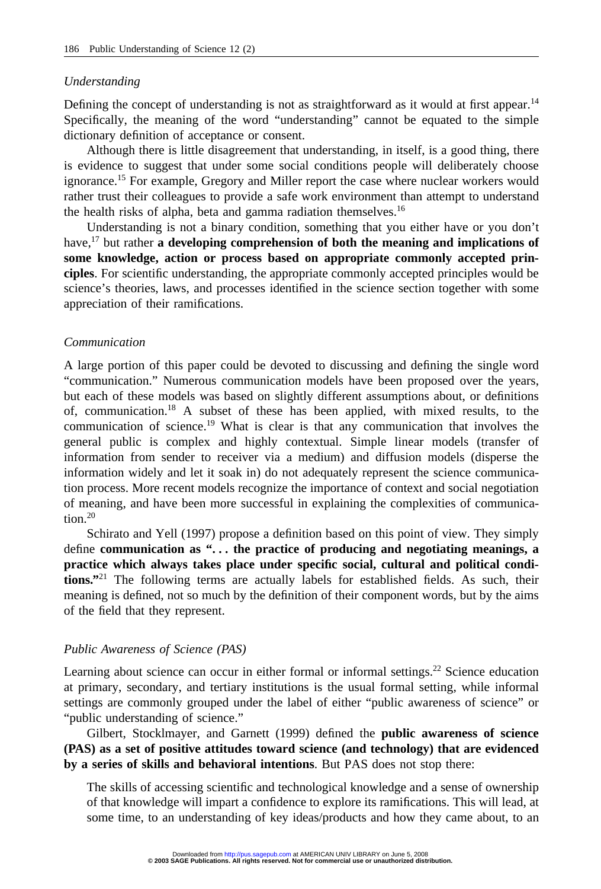### *Understanding*

Defining the concept of understanding is not as straightforward as it would at first appear.[14] Specifically, the meaning of the word "understanding" cannot be equated to the simple dictionary definition of acceptance or consent.

Although there is little disagreement that understanding, in itself, is a good thing, there is evidence to suggest that under some social conditions people will deliberately choose ignorance.[15] For example, Gregory and Miller report the case where nuclear workers would rather trust their colleagues to provide a safe work environment than attempt to understand the health risks of alpha, beta and gamma radiation themselves.[16]

Understanding is not a binary condition, something that you either have or you don't have,[17] but rather **a developing comprehension of both the meaning and implications of some knowledge, action or process based on appropriate commonly accepted principles**. For scientific understanding, the appropriate commonly accepted principles would be science's theories, laws, and processes identified in the science section together with some appreciation of their ramifications.

### *Communication*

A large portion of this paper could be devoted to discussing and defining the single word "communication." Numerous communication models have been proposed over the years, but each of these models was based on slightly different assumptions about, or definitions of, communication.[18] A subset of these has been applied, with mixed results, to the communication of science.[19] What is clear is that any communication that involves the general public is complex and highly contextual. Simple linear models (transfer of information from sender to receiver via a medium) and diffusion models (disperse the information widely and let it soak in) do not adequately represent the science communication process. More recent models recognize the importance of context and social negotiation of meaning, and have been more successful in explaining the complexities of communication.[20]

Schirato and Yell (1997) propose a definition based on this point of view. They simply define **communication as ". . . the practice of producing and negotiating meanings, a practice which always takes place under specific social, cultural and political conditions."**[21] The following terms are actually labels for established fields. As such, their meaning is defined, not so much by the definition of their component words, but by the aims of the field that they represent.

### *Public Awareness of Science (PAS)*

Learning about science can occur in either formal or informal settings.[22] Science education at primary, secondary, and tertiary institutions is the usual formal setting, while informal settings are commonly grouped under the label of either "public awareness of science" or "public understanding of science."

Gilbert, Stocklmayer, and Garnett (1999) defined the **public awareness of science (PAS) as a set of positive attitudes toward science (and technology) that are evidenced by a series of skills and behavioral intentions**. But PAS does not stop there:

> The skills of accessing scientific and technological knowledge and a sense of ownership of that knowledge will impart a confidence to explore its ramifications. This will lead, at some time, to an understanding of key ideas/products and how they came about, to an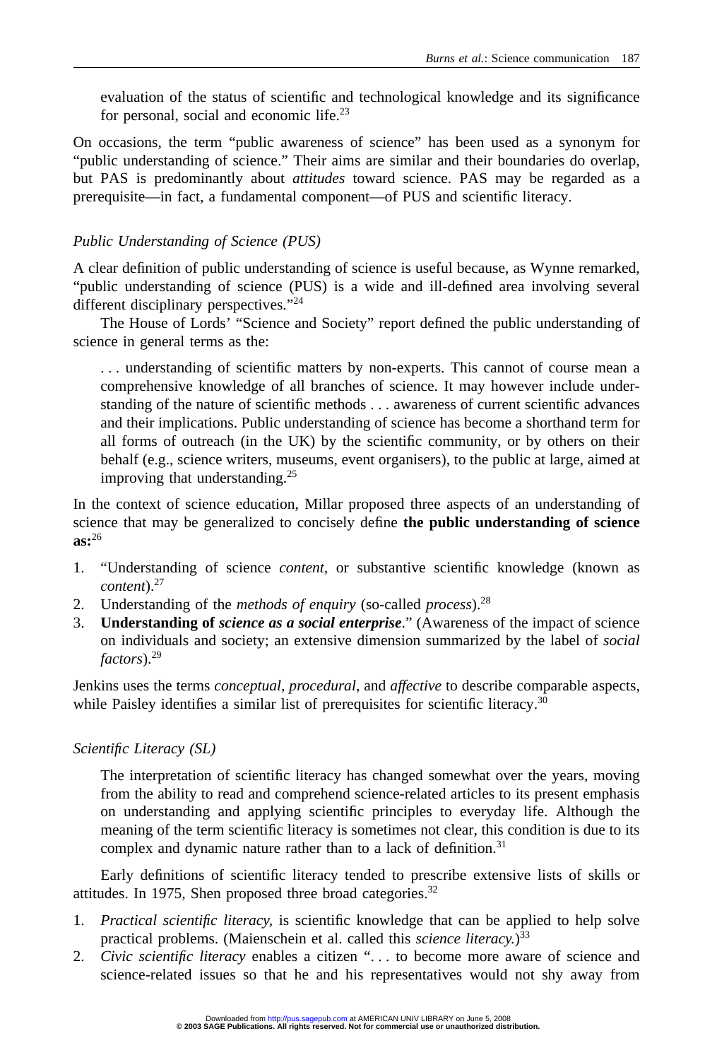evaluation of the status of scientific and technological knowledge and its significance for personal, social and economic life.[23]

On occasions, the term "public awareness of science" has been used as a synonym for "public understanding of science." Their aims are similar and their boundaries do overlap, but PAS is predominantly about *attitudes* toward science. PAS may be regarded as a prerequisite—in fact, a fundamental component—of PUS and scientific literacy.

### *Public Understanding of Science (PUS)*

A clear definition of public understanding of science is useful because, as Wynne remarked, "public understanding of science (PUS) is a wide and ill-defined area involving several different disciplinary perspectives."[24]

The House of Lords' "Science and Society" report defined the public understanding of science in general terms as the:

> . . . understanding of scientific matters by non-experts. This cannot of course mean a comprehensive knowledge of all branches of science. It may however include understanding of the nature of scientific methods . . . awareness of current scientific advances and their implications. Public understanding of science has become a shorthand term for all forms of outreach (in the UK) by the scientific community, or by others on their behalf (e.g., science writers, museums, event organisers), to the public at large, aimed at improving that understanding.[25]

In the context of science education, Millar proposed three aspects of an understanding of science that may be generalized to concisely define **the public understanding of science as:**[26]

1. "Understanding of science *content,* or substantive scientific knowledge (known as *content*).[27]
2. Understanding of the *methods of enquiry* (so-called *process*).[28]
3. **Understanding of *science as a social enterprise*.**" (Awareness of the impact of science on individuals and society; an extensive dimension summarized by the label of *social factors*).[29]

Jenkins uses the terms *conceptual*, *procedural*, and *affective* to describe comparable aspects, while Paisley identifies a similar list of prerequisites for scientific literacy.[30]

### *Scientific Literacy (SL)*

The interpretation of scientific literacy has changed somewhat over the years, moving from the ability to read and comprehend science-related articles to its present emphasis on understanding and applying scientific principles to everyday life. Although the meaning of the term scientific literacy is sometimes not clear, this condition is due to its complex and dynamic nature rather than to a lack of definition.[31]

Early definitions of scientific literacy tended to prescribe extensive lists of skills or attitudes. In 1975, Shen proposed three broad categories.[32]

1. *Practical scientific literacy*, is scientific knowledge that can be applied to help solve practical problems. (Maienschein et al. called this *science literacy.*)[33]
2. *Civic scientific literacy* enables a citizen ". . . to become more aware of science and science-related issues so that he and his representatives would not shy away from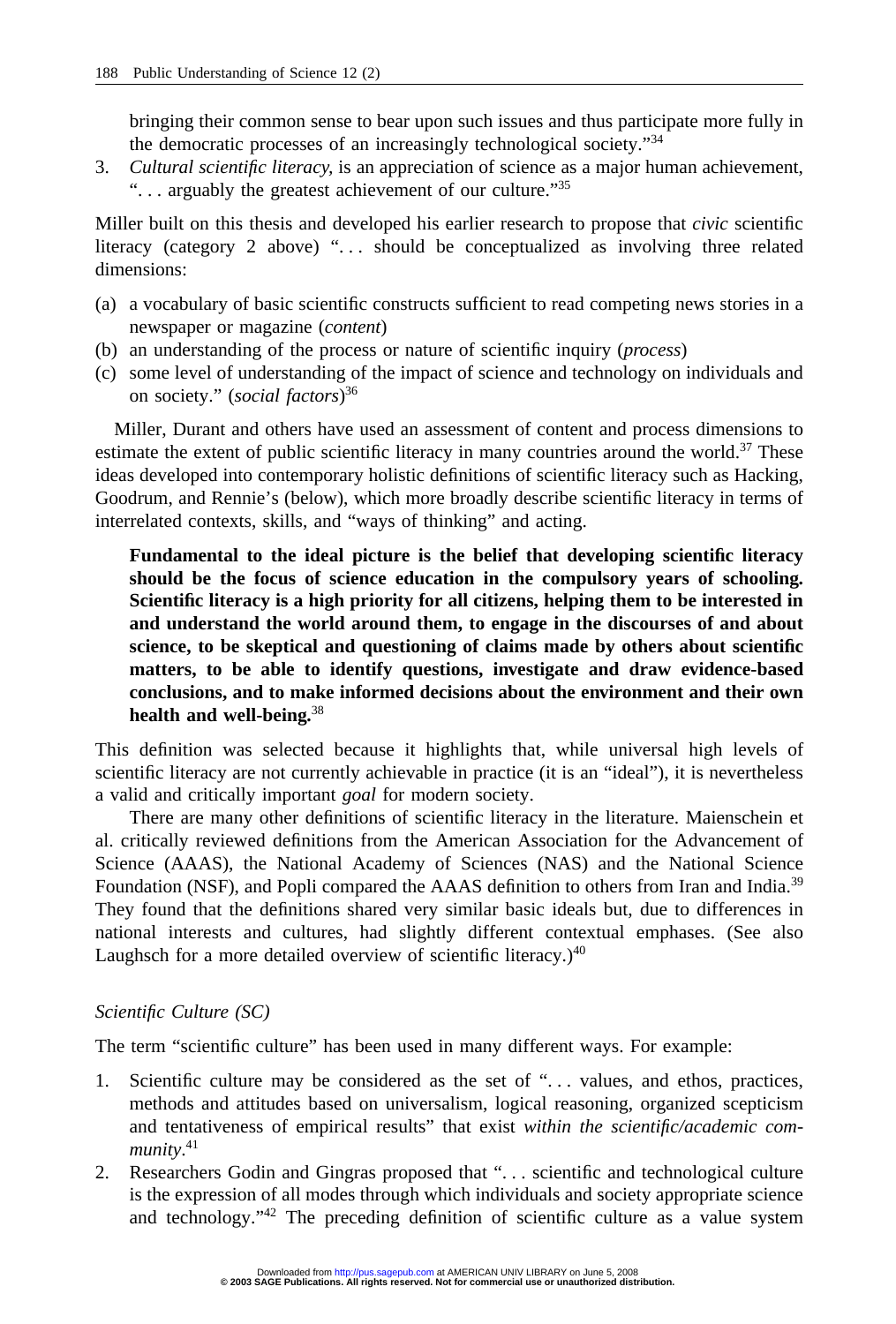bringing their common sense to bear upon such issues and thus participate more fully in the democratic processes of an increasingly technological society."[34]

3. *Cultural scientific literacy,* is an appreciation of science as a major human achievement, ". . . arguably the greatest achievement of our culture."[35]

Miller built on this thesis and developed his earlier research to propose that *civic* scientific literacy (category 2 above) ". . . should be conceptualized as involving three related dimensions:

(a) a vocabulary of basic scientific constructs sufficient to read competing news stories in a newspaper or magazine (*content*)
(b) an understanding of the process or nature of scientific inquiry (*process*)
(c) some level of understanding of the impact of science and technology on individuals and on society." (*social factors*)[36]

Miller, Durant and others have used an assessment of content and process dimensions to estimate the extent of public scientific literacy in many countries around the world.[37] These ideas developed into contemporary holistic definitions of scientific literacy such as Hacking, Goodrum, and Rennie's (below), which more broadly describe scientific literacy in terms of interrelated contexts, skills, and "ways of thinking" and acting.

> **Fundamental to the ideal picture is the belief that developing scientific literacy should be the focus of science education in the compulsory years of schooling. Scientific literacy is a high priority for all citizens, helping them to be interested in and understand the world around them, to engage in the discourses of and about science, to be skeptical and questioning of claims made by others about scientific matters, to be able to identify questions, investigate and draw evidence-based conclusions, and to make informed decisions about the environment and their own health and well-being.**[38]

This definition was selected because it highlights that, while universal high levels of scientific literacy are not currently achievable in practice (it is an "ideal"), it is nevertheless a valid and critically important *goal* for modern society.

There are many other definitions of scientific literacy in the literature. Maienschein et al. critically reviewed definitions from the American Association for the Advancement of Science (AAAS), the National Academy of Sciences (NAS) and the National Science Foundation (NSF), and Popli compared the AAAS definition to others from Iran and India.[39] They found that the definitions shared very similar basic ideals but, due to differences in national interests and cultures, had slightly different contextual emphases. (See also Laughsch for a more detailed overview of scientific literacy.)[40]

### *Scientific Culture (SC)*

The term "scientific culture" has been used in many different ways. For example:

1. Scientific culture may be considered as the set of ". . . values, and ethos, practices, methods and attitudes based on universalism, logical reasoning, organized scepticism and tentativeness of empirical results" that exist *within the scientific/academic community*.[41]
2. Researchers Godin and Gingras proposed that ". . . scientific and technological culture is the expression of all modes through which individuals and society appropriate science and technology."[42] The preceding definition of scientific culture as a value system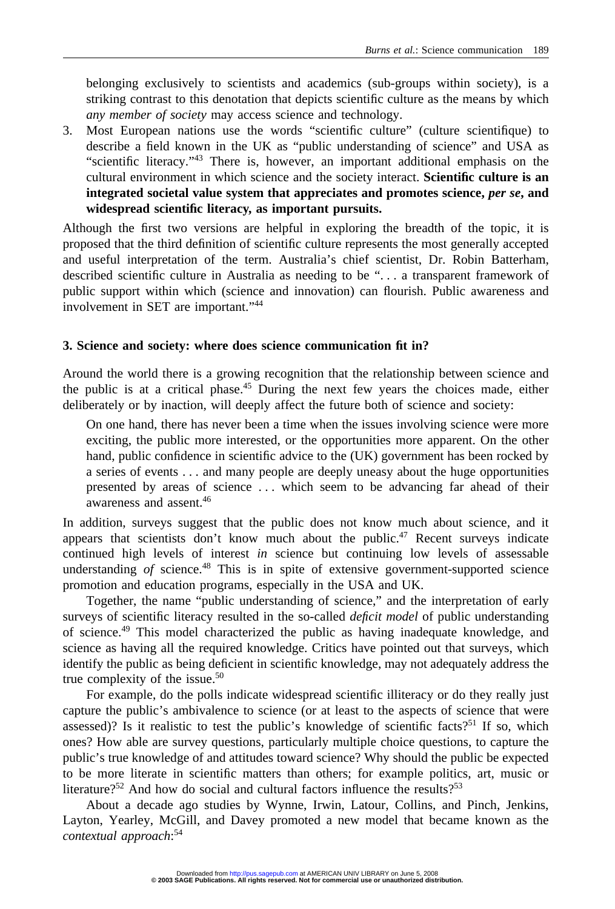belonging exclusively to scientists and academics (sub-groups within society), is a striking contrast to this denotation that depicts scientific culture as the means by which *any member of society* may access science and technology.

3. Most European nations use the words "scientific culture" (culture scientifique) to describe a field known in the UK as "public understanding of science" and USA as "scientific literacy."[43] There is, however, an important additional emphasis on the cultural environment in which science and the society interact. **Scientific culture is an integrated societal value system that appreciates and promotes science, *per se*, and widespread scientific literacy, as important pursuits.**

Although the first two versions are helpful in exploring the breadth of the topic, it is proposed that the third definition of scientific culture represents the most generally accepted and useful interpretation of the term. Australia's chief scientist, Dr. Robin Batterham, described scientific culture in Australia as needing to be ". . . a transparent framework of public support within which (science and innovation) can flourish. Public awareness and involvement in SET are important."[44]

## 3. Science and society: where does science communication fit in?

Around the world there is a growing recognition that the relationship between science and the public is at a critical phase.[45] During the next few years the choices made, either deliberately or by inaction, will deeply affect the future both of science and society:

> On one hand, there has never been a time when the issues involving science were more exciting, the public more interested, or the opportunities more apparent. On the other hand, public confidence in scientific advice to the (UK) government has been rocked by a series of events . . . and many people are deeply uneasy about the huge opportunities presented by areas of science . . . which seem to be advancing far ahead of their awareness and assent.[46]

In addition, surveys suggest that the public does not know much about science, and it appears that scientists don't know much about the public.[47] Recent surveys indicate continued high levels of interest *in* science but continuing low levels of assessable understanding *of* science.[48] This is in spite of extensive government-supported science promotion and education programs, especially in the USA and UK.

Together, the name "public understanding of science," and the interpretation of early surveys of scientific literacy resulted in the so-called *deficit model* of public understanding of science.[49] This model characterized the public as having inadequate knowledge, and science as having all the required knowledge. Critics have pointed out that surveys, which identify the public as being deficient in scientific knowledge, may not adequately address the true complexity of the issue.[50]

For example, do the polls indicate widespread scientific illiteracy or do they really just capture the public's ambivalence to science (or at least to the aspects of science that were assessed)? Is it realistic to test the public's knowledge of scientific facts?[51] If so, which ones? How able are survey questions, particularly multiple choice questions, to capture the public's true knowledge of and attitudes toward science? Why should the public be expected to be more literate in scientific matters than others; for example politics, art, music or literature?[52] And how do social and cultural factors influence the results?[53]

About a decade ago studies by Wynne, Irwin, Latour, Collins, and Pinch, Jenkins, Layton, Yearley, McGill, and Davey promoted a new model that became known as the *contextual approach*:[54]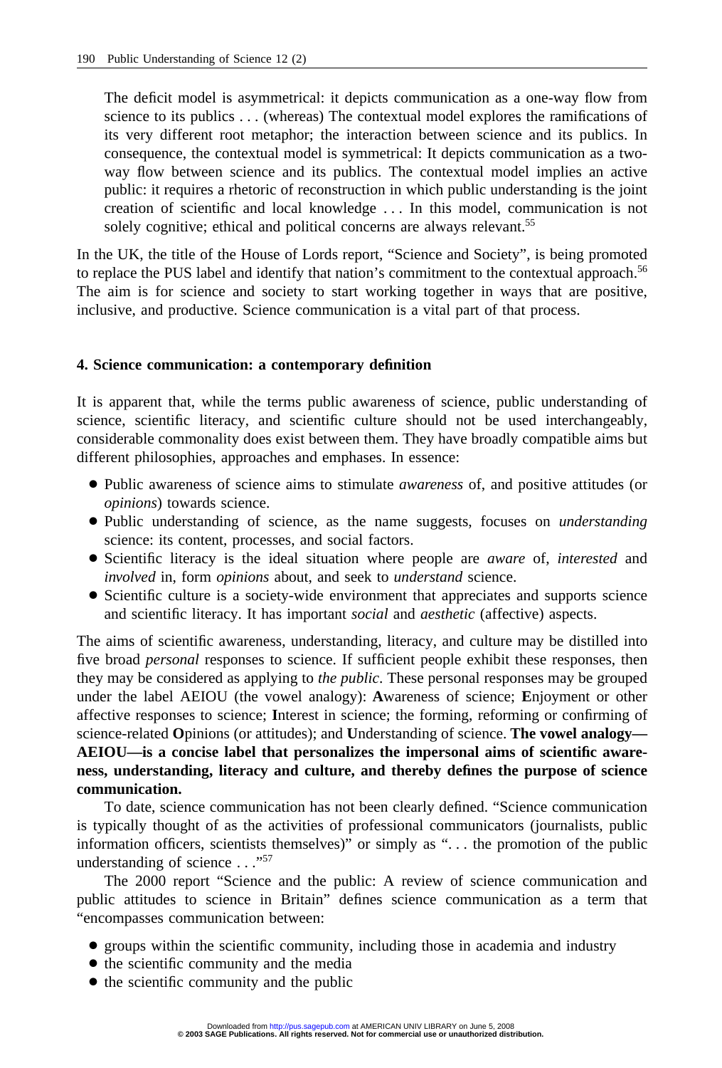> The deficit model is asymmetrical: it depicts communication as a one-way flow from science to its publics . . . (whereas) The contextual model explores the ramifications of its very different root metaphor; the interaction between science and its publics. In consequence, the contextual model is symmetrical: It depicts communication as a two-way flow between science and its publics. The contextual model implies an active public: it requires a rhetoric of reconstruction in which public understanding is the joint creation of scientific and local knowledge . . . In this model, communication is not solely cognitive; ethical and political concerns are always relevant.[55]

In the UK, the title of the House of Lords report, "Science and Society", is being promoted to replace the PUS label and identify that nation's commitment to the contextual approach.[56] The aim is for science and society to start working together in ways that are positive, inclusive, and productive. Science communication is a vital part of that process.

### 4. Science communication: a contemporary definition

It is apparent that, while the terms public awareness of science, public understanding of science, scientific literacy, and scientific culture should not be used interchangeably, considerable commonality does exist between them. They have broadly compatible aims but different philosophies, approaches and emphases. In essence:

- Public awareness of science aims to stimulate *awareness* of, and positive attitudes (or *opinions*) towards science.
- Public understanding of science, as the name suggests, focuses on *understanding* science: its content, processes, and social factors.
- Scientific literacy is the ideal situation where people are *aware* of, *interested* and *involved* in, form *opinions* about, and seek to *understand* science.
- Scientific culture is a society-wide environment that appreciates and supports science and scientific literacy. It has important *social* and *aesthetic* (affective) aspects.

The aims of scientific awareness, understanding, literacy, and culture may be distilled into five broad *personal* responses to science. If sufficient people exhibit these responses, then they may be considered as applying to *the public*. These personal responses may be grouped under the label AEIOU (the vowel analogy): **A**wareness of science; **E**njoyment or other affective responses to science; **I**nterest in science; the forming, reforming or confirming of science-related **O**pinions (or attitudes); and **U**nderstanding of science. **The vowel analogy—AEIOU—is a concise label that personalizes the impersonal aims of scientific awareness, understanding, literacy and culture, and thereby defines the purpose of science communication.**

To date, science communication has not been clearly defined. "Science communication is typically thought of as the activities of professional communicators (journalists, public information officers, scientists themselves)" or simply as ". . . the promotion of the public understanding of science . . ."[57]

The 2000 report "Science and the public: A review of science communication and public attitudes to science in Britain" defines science communication as a term that "encompasses communication between:

- groups within the scientific community, including those in academia and industry
- the scientific community and the media
- the scientific community and the public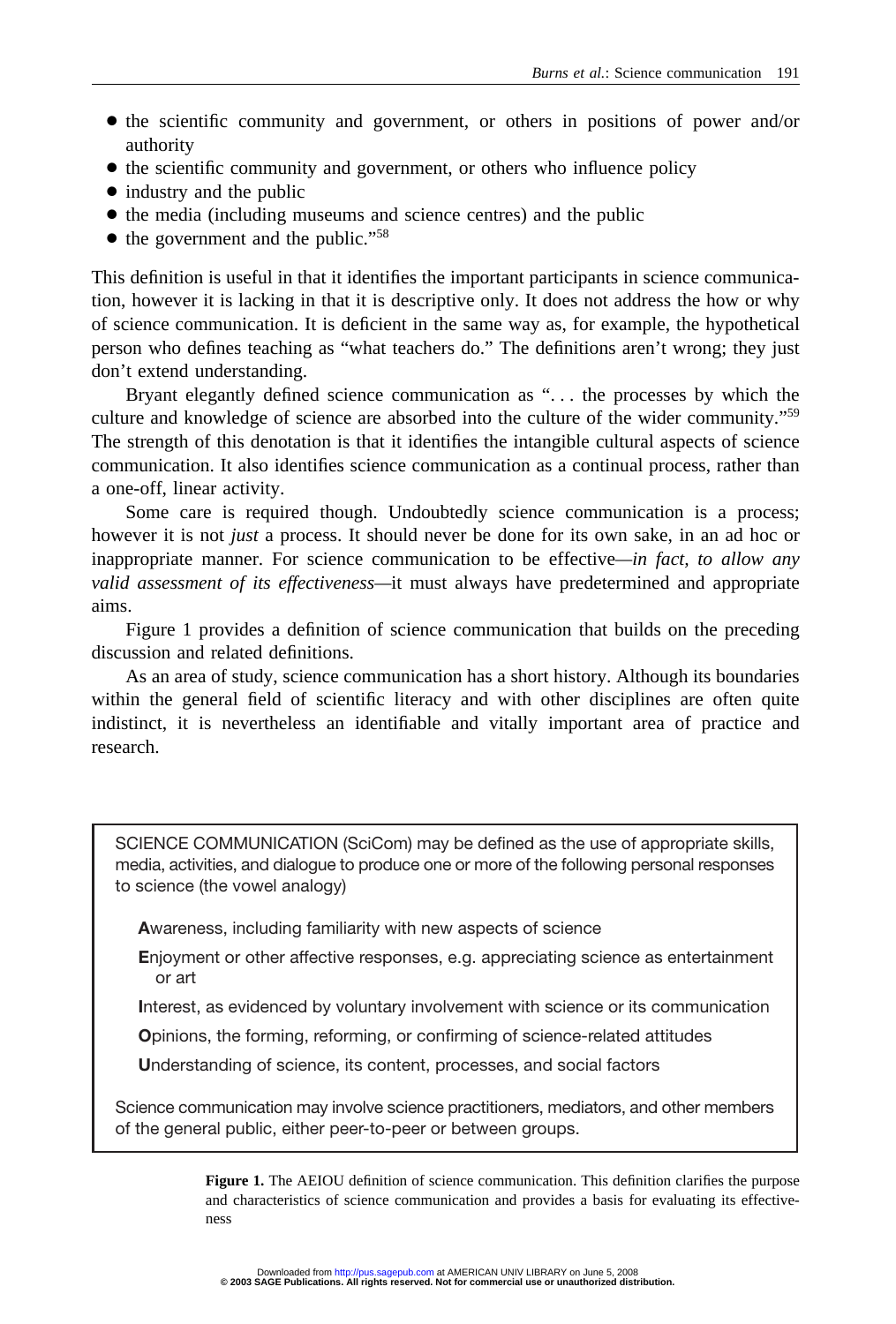- the scientific community and government, or others in positions of power and/or authority
- the scientific community and government, or others who influence policy
- industry and the public
- the media (including museums and science centres) and the public
- the government and the public."[58]

This definition is useful in that it identifies the important participants in science communication, however it is lacking in that it is descriptive only. It does not address the how or why of science communication. It is deficient in the same way as, for example, the hypothetical person who defines teaching as "what teachers do." The definitions aren't wrong; they just don't extend understanding.

Bryant elegantly defined science communication as ". . . the processes by which the culture and knowledge of science are absorbed into the culture of the wider community."[59] The strength of this denotation is that it identifies the intangible cultural aspects of science communication. It also identifies science communication as a continual process, rather than a one-off, linear activity.

Some care is required though. Undoubtedly science communication is a process; however it is not *just* a process. It should never be done for its own sake, in an ad hoc or inappropriate manner. For science communication to be effective—*in fact, to allow any valid assessment of its effectiveness*—it must always have predetermined and appropriate aims.

Figure 1 provides a definition of science communication that builds on the preceding discussion and related definitions.

As an area of study, science communication has a short history. Although its boundaries within the general field of scientific literacy and with other disciplines are often quite indistinct, it is nevertheless an identifiable and vitally important area of practice and research.

> SCIENCE COMMUNICATION (SciCom) may be defined as the use of appropriate skills, media, activities, and dialogue to produce one or more of the following personal responses to science (the vowel analogy)
>
> **A**wareness, including familiarity with new aspects of science
>
> **E**njoyment or other affective responses, e.g. appreciating science as entertainment or art
>
> **I**nterest, as evidenced by voluntary involvement with science or its communication
>
> **O**pinions, the forming, reforming, or confirming of science-related attitudes
>
> **U**nderstanding of science, its content, processes, and social factors
>
> Science communication may involve science practitioners, mediators, and other members of the general public, either peer-to-peer or between groups.

**Figure 1.** The AEIOU definition of science communication. This definition clarifies the purpose and characteristics of science communication and provides a basis for evaluating its effectiveness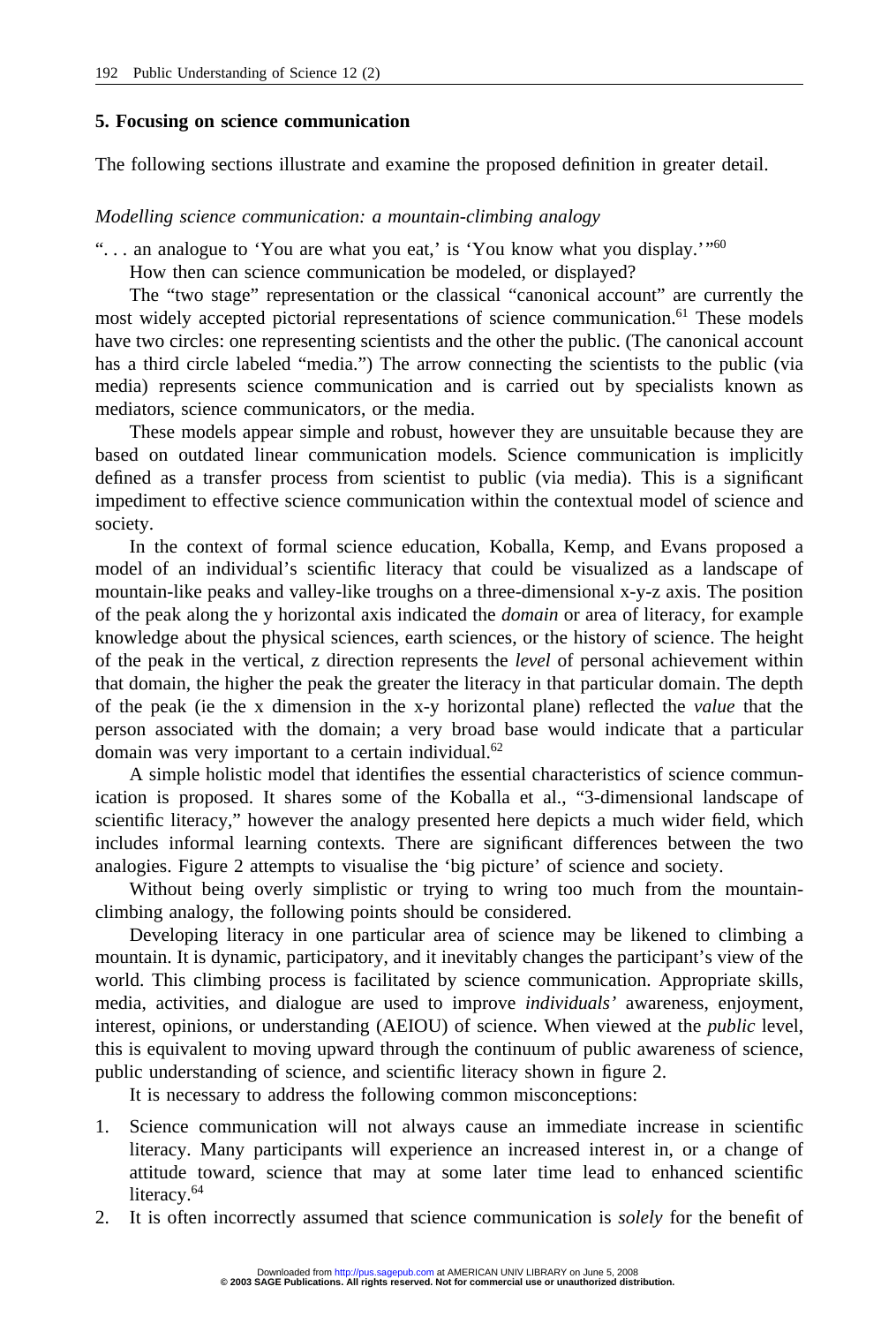## 5. Focusing on science communication

The following sections illustrate and examine the proposed definition in greater detail.

### *Modelling science communication: a mountain-climbing analogy*

". . . an analogue to 'You are what you eat,' is 'You know what you display.'"[60]

How then can science communication be modeled, or displayed?

The "two stage" representation or the classical "canonical account" are currently the most widely accepted pictorial representations of science communication.[61] These models have two circles: one representing scientists and the other the public. (The canonical account has a third circle labeled "media.") The arrow connecting the scientists to the public (via media) represents science communication and is carried out by specialists known as mediators, science communicators, or the media.

These models appear simple and robust, however they are unsuitable because they are based on outdated linear communication models. Science communication is implicitly defined as a transfer process from scientist to public (via media). This is a significant impediment to effective science communication within the contextual model of science and society.

In the context of formal science education, Koballa, Kemp, and Evans proposed a model of an individual's scientific literacy that could be visualized as a landscape of mountain-like peaks and valley-like troughs on a three-dimensional x-y-z axis. The position of the peak along the y horizontal axis indicated the *domain* or area of literacy, for example knowledge about the physical sciences, earth sciences, or the history of science. The height of the peak in the vertical, z direction represents the *level* of personal achievement within that domain, the higher the peak the greater the literacy in that particular domain. The depth of the peak (ie the x dimension in the x-y horizontal plane) reflected the *value* that the person associated with the domain; a very broad base would indicate that a particular domain was very important to a certain individual.[62]

A simple holistic model that identifies the essential characteristics of science communication is proposed. It shares some of the Koballa et al., "3-dimensional landscape of scientific literacy," however the analogy presented here depicts a much wider field, which includes informal learning contexts. There are significant differences between the two analogies. Figure 2 attempts to visualise the 'big picture' of science and society.

Without being overly simplistic or trying to wring too much from the mountain-climbing analogy, the following points should be considered.

Developing literacy in one particular area of science may be likened to climbing a mountain. It is dynamic, participatory, and it inevitably changes the participant's view of the world. This climbing process is facilitated by science communication. Appropriate skills, media, activities, and dialogue are used to improve *individuals'* awareness, enjoyment, interest, opinions, or understanding (AEIOU) of science. When viewed at the *public* level, this is equivalent to moving upward through the continuum of public awareness of science, public understanding of science, and scientific literacy shown in figure 2.

It is necessary to address the following common misconceptions:

1. Science communication will not always cause an immediate increase in scientific literacy. Many participants will experience an increased interest in, or a change of attitude toward, science that may at some later time lead to enhanced scientific literacy.[64]
2. It is often incorrectly assumed that science communication is *solely* for the benefit of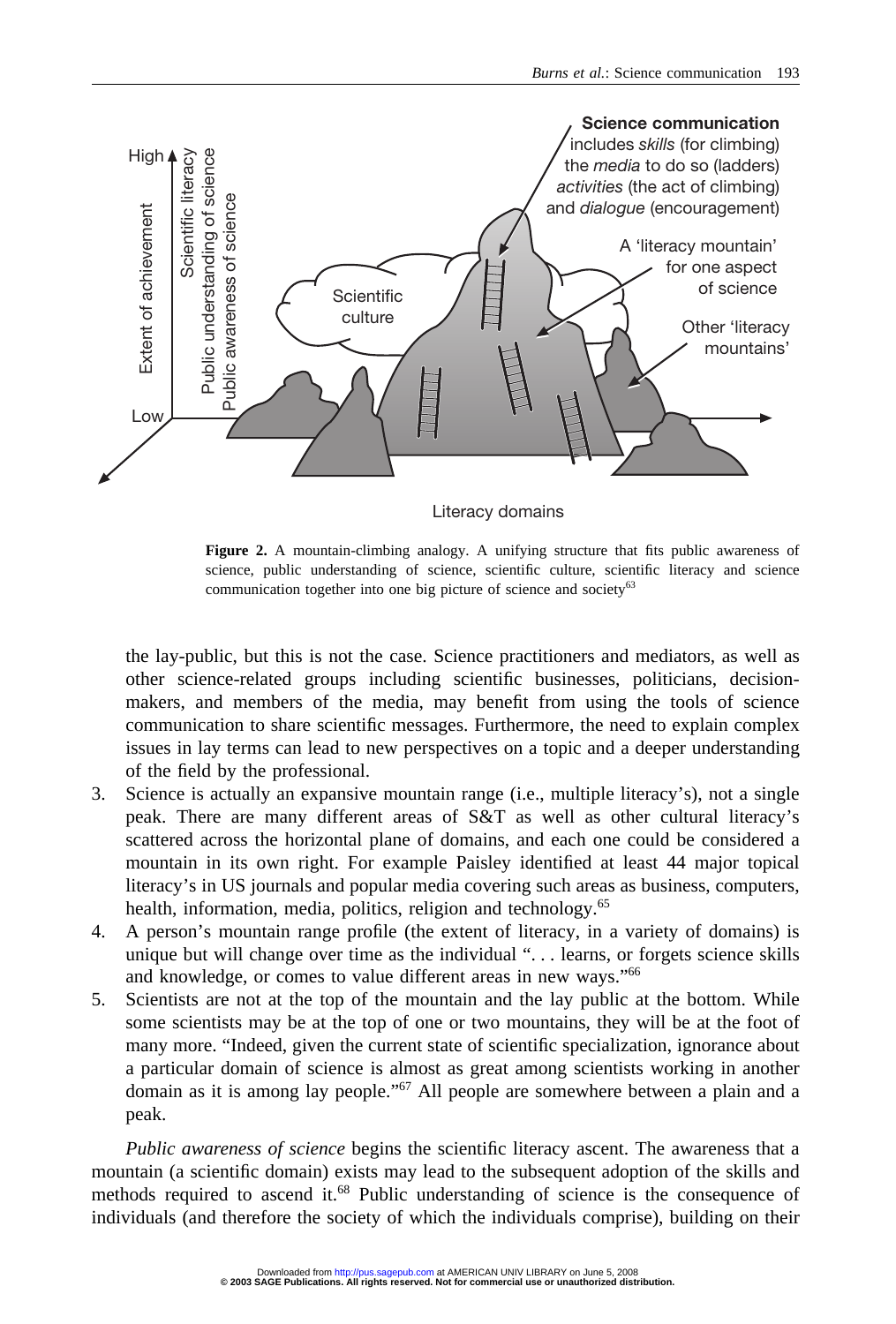**Figure 2.** A mountain-climbing analogy. A unifying structure that fits public awareness of science, public understanding of science, scientific culture, scientific literacy and science communication together into one big picture of science and society[63]

the lay-public, but this is not the case. Science practitioners and mediators, as well as other science-related groups including scientific businesses, politicians, decision-makers, and members of the media, may benefit from using the tools of science communication to share scientific messages. Furthermore, the need to explain complex issues in lay terms can lead to new perspectives on a topic and a deeper understanding of the field by the professional.

3. Science is actually an expansive mountain range (i.e., multiple literacy's), not a single peak. There are many different areas of S&T as well as other cultural literacy's scattered across the horizontal plane of domains, and each one could be considered a mountain in its own right. For example Paisley identified at least 44 major topical literacy's in US journals and popular media covering such areas as business, computers, health, information, media, politics, religion and technology.[65]
4. A person's mountain range profile (the extent of literacy, in a variety of domains) is unique but will change over time as the individual ". . . learns, or forgets science skills and knowledge, or comes to value different areas in new ways."[66]
5. Scientists are not at the top of the mountain and the lay public at the bottom. While some scientists may be at the top of one or two mountains, they will be at the foot of many more. "Indeed, given the current state of scientific specialization, ignorance about a particular domain of science is almost as great among scientists working in another domain as it is among lay people."[67] All people are somewhere between a plain and a peak.

*Public awareness of science* begins the scientific literacy ascent. The awareness that a mountain (a scientific domain) exists may lead to the subsequent adoption of the skills and methods required to ascend it.[68] Public understanding of science is the consequence of individuals (and therefore the society of which the individuals comprise), building on their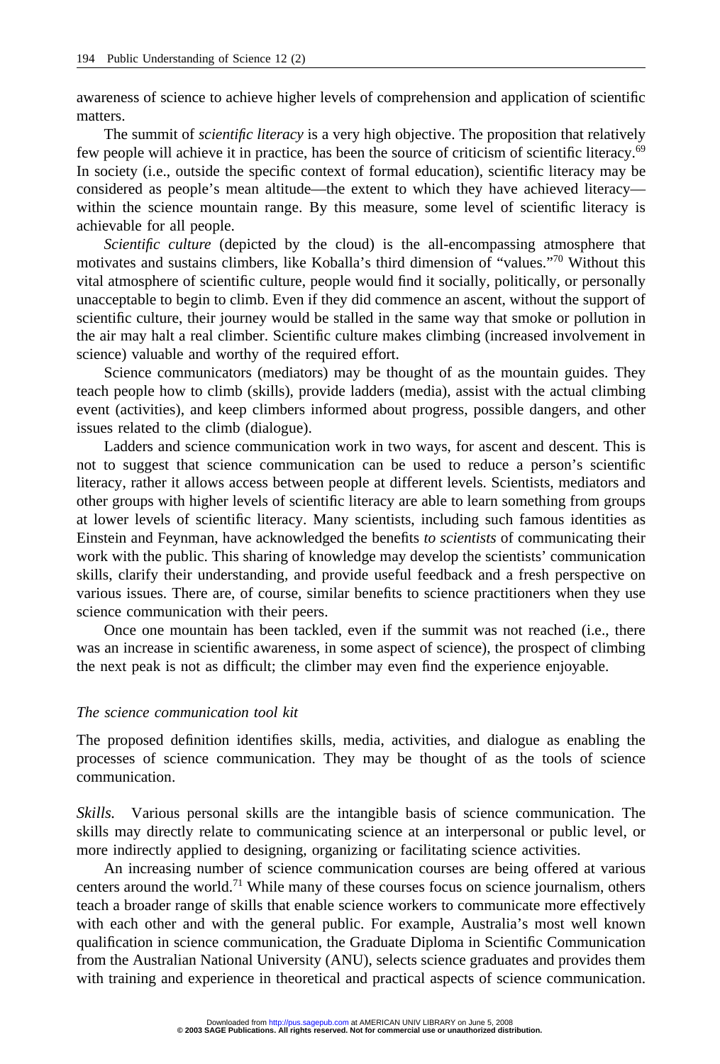awareness of science to achieve higher levels of comprehension and application of scientific matters.

The summit of *scientific literacy* is a very high objective. The proposition that relatively few people will achieve it in practice, has been the source of criticism of scientific literacy.[69] In society (i.e., outside the specific context of formal education), scientific literacy may be considered as people's mean altitude—the extent to which they have achieved literacy—within the science mountain range. By this measure, some level of scientific literacy is achievable for all people.

*Scientific culture* (depicted by the cloud) is the all-encompassing atmosphere that motivates and sustains climbers, like Koballa's third dimension of "values."[70] Without this vital atmosphere of scientific culture, people would find it socially, politically, or personally unacceptable to begin to climb. Even if they did commence an ascent, without the support of scientific culture, their journey would be stalled in the same way that smoke or pollution in the air may halt a real climber. Scientific culture makes climbing (increased involvement in science) valuable and worthy of the required effort.

Science communicators (mediators) may be thought of as the mountain guides. They teach people how to climb (skills), provide ladders (media), assist with the actual climbing event (activities), and keep climbers informed about progress, possible dangers, and other issues related to the climb (dialogue).

Ladders and science communication work in two ways, for ascent and descent. This is not to suggest that science communication can be used to reduce a person's scientific literacy, rather it allows access between people at different levels. Scientists, mediators and other groups with higher levels of scientific literacy are able to learn something from groups at lower levels of scientific literacy. Many scientists, including such famous identities as Einstein and Feynman, have acknowledged the benefits *to scientists* of communicating their work with the public. This sharing of knowledge may develop the scientists' communication skills, clarify their understanding, and provide useful feedback and a fresh perspective on various issues. There are, of course, similar benefits to science practitioners when they use science communication with their peers.

Once one mountain has been tackled, even if the summit was not reached (i.e., there was an increase in scientific awareness, in some aspect of science), the prospect of climbing the next peak is not as difficult; the climber may even find the experience enjoyable.

### *The science communication tool kit*

The proposed definition identifies skills, media, activities, and dialogue as enabling the processes of science communication. They may be thought of as the tools of science communication.

*Skills.* Various personal skills are the intangible basis of science communication. The skills may directly relate to communicating science at an interpersonal or public level, or more indirectly applied to designing, organizing or facilitating science activities.

An increasing number of science communication courses are being offered at various centers around the world.[71] While many of these courses focus on science journalism, others teach a broader range of skills that enable science workers to communicate more effectively with each other and with the general public. For example, Australia's most well known qualification in science communication, the Graduate Diploma in Scientific Communication from the Australian National University (ANU), selects science graduates and provides them with training and experience in theoretical and practical aspects of science communication.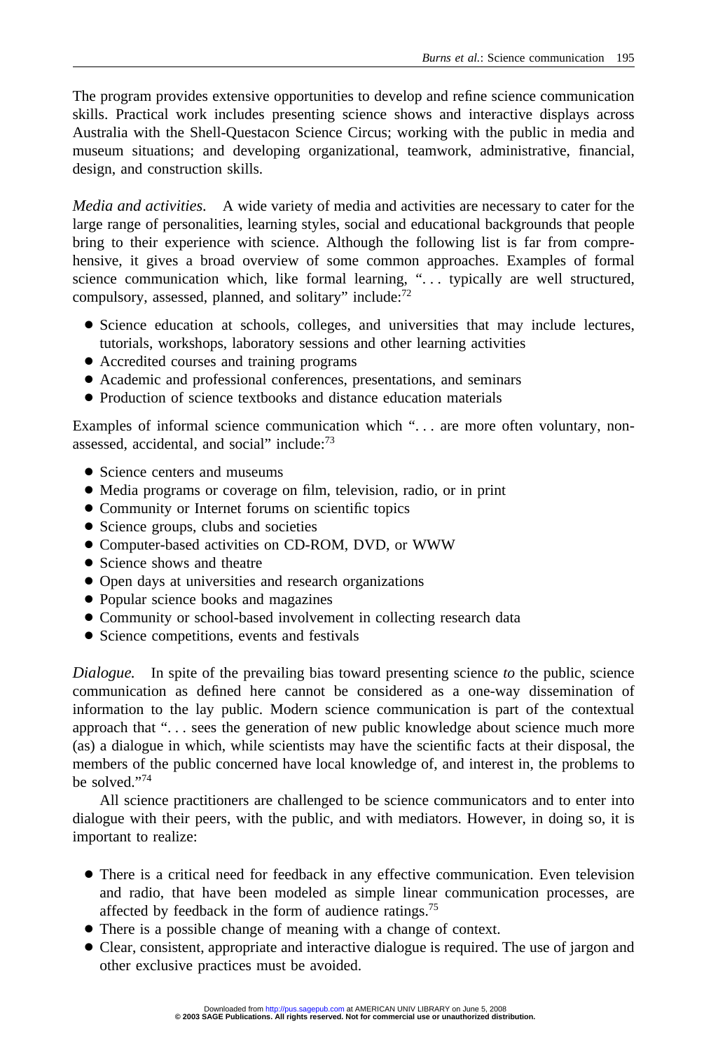The program provides extensive opportunities to develop and refine science communication skills. Practical work includes presenting science shows and interactive displays across Australia with the Shell-Questacon Science Circus; working with the public in media and museum situations; and developing organizational, teamwork, administrative, financial, design, and construction skills.

*Media and activities.* A wide variety of media and activities are necessary to cater for the large range of personalities, learning styles, social and educational backgrounds that people bring to their experience with science. Although the following list is far from comprehensive, it gives a broad overview of some common approaches. Examples of formal science communication which, like formal learning, ". . . typically are well structured, compulsory, assessed, planned, and solitary" include:[72]

- Science education at schools, colleges, and universities that may include lectures, tutorials, workshops, laboratory sessions and other learning activities
- Accredited courses and training programs
- Academic and professional conferences, presentations, and seminars
- Production of science textbooks and distance education materials

Examples of informal science communication which ". . . are more often voluntary, non-assessed, accidental, and social" include:[73]

- Science centers and museums
- Media programs or coverage on film, television, radio, or in print
- Community or Internet forums on scientific topics
- Science groups, clubs and societies
- Computer-based activities on CD-ROM, DVD, or WWW
- Science shows and theatre
- Open days at universities and research organizations
- Popular science books and magazines
- Community or school-based involvement in collecting research data
- Science competitions, events and festivals

*Dialogue.* In spite of the prevailing bias toward presenting science *to* the public, science communication as defined here cannot be considered as a one-way dissemination of information to the lay public. Modern science communication is part of the contextual approach that ". . . sees the generation of new public knowledge about science much more (as) a dialogue in which, while scientists may have the scientific facts at their disposal, the members of the public concerned have local knowledge of, and interest in, the problems to be solved."[74]

All science practitioners are challenged to be science communicators and to enter into dialogue with their peers, with the public, and with mediators. However, in doing so, it is important to realize:

- There is a critical need for feedback in any effective communication. Even television and radio, that have been modeled as simple linear communication processes, are affected by feedback in the form of audience ratings.[75]
- There is a possible change of meaning with a change of context.
- Clear, consistent, appropriate and interactive dialogue is required. The use of jargon and other exclusive practices must be avoided.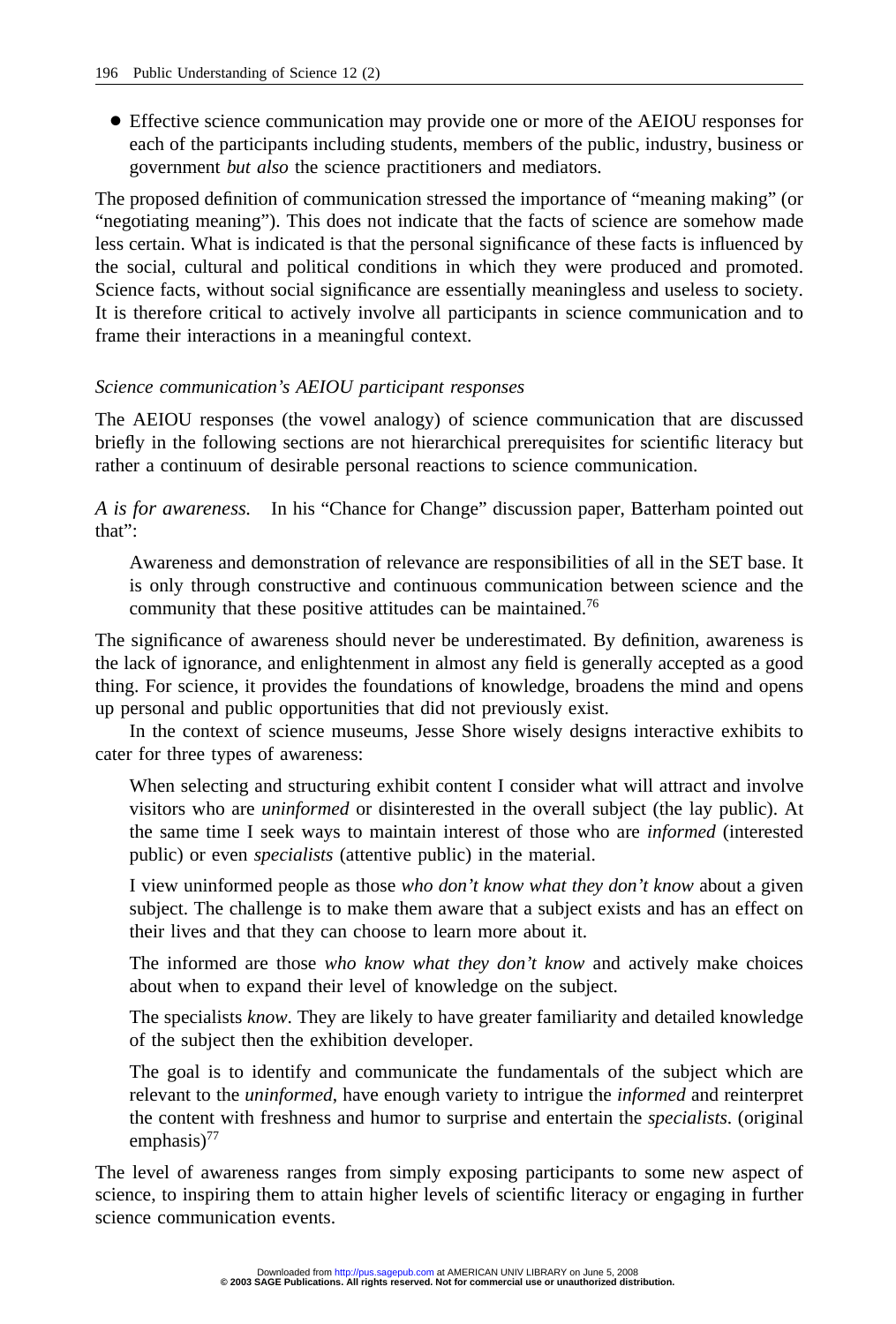- Effective science communication may provide one or more of the AEIOU responses for each of the participants including students, members of the public, industry, business or government *but also* the science practitioners and mediators.

The proposed definition of communication stressed the importance of "meaning making" (or "negotiating meaning"). This does not indicate that the facts of science are somehow made less certain. What is indicated is that the personal significance of these facts is influenced by the social, cultural and political conditions in which they were produced and promoted. Science facts, without social significance are essentially meaningless and useless to society. It is therefore critical to actively involve all participants in science communication and to frame their interactions in a meaningful context.

### *Science communication's AEIOU participant responses*

The AEIOU responses (the vowel analogy) of science communication that are discussed briefly in the following sections are not hierarchical prerequisites for scientific literacy but rather a continuum of desirable personal reactions to science communication.

*A is for awareness.* In his "Chance for Change" discussion paper, Batterham pointed out that":

> Awareness and demonstration of relevance are responsibilities of all in the SET base. It is only through constructive and continuous communication between science and the community that these positive attitudes can be maintained.[76]

The significance of awareness should never be underestimated. By definition, awareness is the lack of ignorance, and enlightenment in almost any field is generally accepted as a good thing. For science, it provides the foundations of knowledge, broadens the mind and opens up personal and public opportunities that did not previously exist.

In the context of science museums, Jesse Shore wisely designs interactive exhibits to cater for three types of awareness:

> When selecting and structuring exhibit content I consider what will attract and involve visitors who are *uninformed* or disinterested in the overall subject (the lay public). At the same time I seek ways to maintain interest of those who are *informed* (interested public) or even *specialists* (attentive public) in the material.
>
> I view uninformed people as those *who don't know what they don't know* about a given subject. The challenge is to make them aware that a subject exists and has an effect on their lives and that they can choose to learn more about it.
>
> The informed are those *who know what they don't know* and actively make choices about when to expand their level of knowledge on the subject.
>
> The specialists *know*. They are likely to have greater familiarity and detailed knowledge of the subject then the exhibition developer.
>
> The goal is to identify and communicate the fundamentals of the subject which are relevant to the *uninformed*, have enough variety to intrigue the *informed* and reinterpret the content with freshness and humor to surprise and entertain the *specialists*. (original emphasis)[77]

The level of awareness ranges from simply exposing participants to some new aspect of science, to inspiring them to attain higher levels of scientific literacy or engaging in further science communication events.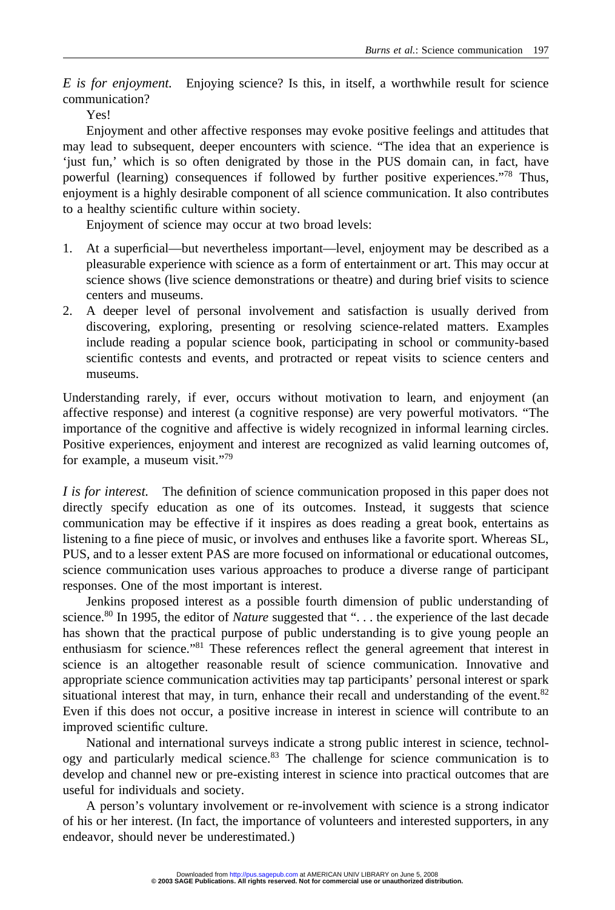*E is for enjoyment.* Enjoying science? Is this, in itself, a worthwhile result for science communication?

Yes!

Enjoyment and other affective responses may evoke positive feelings and attitudes that may lead to subsequent, deeper encounters with science. "The idea that an experience is 'just fun,' which is so often denigrated by those in the PUS domain can, in fact, have powerful (learning) consequences if followed by further positive experiences."[78] Thus, enjoyment is a highly desirable component of all science communication. It also contributes to a healthy scientific culture within society.

Enjoyment of science may occur at two broad levels:

1. At a superficial—but nevertheless important—level, enjoyment may be described as a pleasurable experience with science as a form of entertainment or art. This may occur at science shows (live science demonstrations or theatre) and during brief visits to science centers and museums.
2. A deeper level of personal involvement and satisfaction is usually derived from discovering, exploring, presenting or resolving science-related matters. Examples include reading a popular science book, participating in school or community-based scientific contests and events, and protracted or repeat visits to science centers and museums.

Understanding rarely, if ever, occurs without motivation to learn, and enjoyment (an affective response) and interest (a cognitive response) are very powerful motivators. "The importance of the cognitive and affective is widely recognized in informal learning circles. Positive experiences, enjoyment and interest are recognized as valid learning outcomes of, for example, a museum visit."[79]

*I is for interest.* The definition of science communication proposed in this paper does not directly specify education as one of its outcomes. Instead, it suggests that science communication may be effective if it inspires as does reading a great book, entertains as listening to a fine piece of music, or involves and enthuses like a favorite sport. Whereas SL, PUS, and to a lesser extent PAS are more focused on informational or educational outcomes, science communication uses various approaches to produce a diverse range of participant responses. One of the most important is interest.

Jenkins proposed interest as a possible fourth dimension of public understanding of science.[80] In 1995, the editor of *Nature* suggested that ". . . the experience of the last decade has shown that the practical purpose of public understanding is to give young people an enthusiasm for science."[81] These references reflect the general agreement that interest in science is an altogether reasonable result of science communication. Innovative and appropriate science communication activities may tap participants' personal interest or spark situational interest that may, in turn, enhance their recall and understanding of the event.[82] Even if this does not occur, a positive increase in interest in science will contribute to an improved scientific culture.

National and international surveys indicate a strong public interest in science, technology and particularly medical science.[83] The challenge for science communication is to develop and channel new or pre-existing interest in science into practical outcomes that are useful for individuals and society.

A person's voluntary involvement or re-involvement with science is a strong indicator of his or her interest. (In fact, the importance of volunteers and interested supporters, in any endeavor, should never be underestimated.)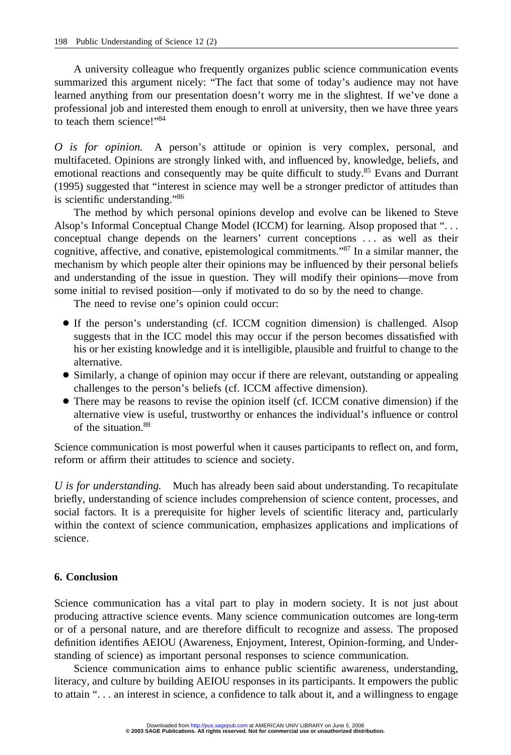A university colleague who frequently organizes public science communication events summarized this argument nicely: "The fact that some of today's audience may not have learned anything from our presentation doesn't worry me in the slightest. If we've done a professional job and interested them enough to enrol at university, then we have three years to teach them science!"[84]

*O is for opinion.* A person's attitude or opinion is very complex, personal, and multifaceted. Opinions are strongly linked with, and influenced by, knowledge, beliefs, and emotional reactions and consequently may be quite difficult to study.[85] Evans and Durrant (1995) suggested that "interest in science may well be a stronger predictor of attitudes than is scientific understanding."[86]

The method by which personal opinions develop and evolve can be likened to Steve Alsop's Informal Conceptual Change Model (ICCM) for learning. Alsop proposed that ". . . conceptual change depends on the learners' current conceptions . . . as well as their cognitive, affective, and conative, epistemological commitments."[87] In a similar manner, the mechanism by which people alter their opinions may be influenced by their personal beliefs and understanding of the issue in question. They will modify their opinions—move from some initial to revised position—only if motivated to do so by the need to change.

The need to revise one's opinion could occur:

- If the person's understanding (cf. ICCM cognition dimension) is challenged. Alsop suggests that in the ICC model this may occur if the person becomes dissatisfied with his or her existing knowledge and it is intelligible, plausible and fruitful to change to the alternative.
- Similarly, a change of opinion may occur if there are relevant, outstanding or appealing challenges to the person's beliefs (cf. ICCM affective dimension).
- There may be reasons to revise the opinion itself (cf. ICCM conative dimension) if the alternative view is useful, trustworthy or enhances the individual's influence or control of the situation.[88]

Science communication is most powerful when it causes participants to reflect on, and form, reform or affirm their attitudes to science and society.

*U is for understanding.* Much has already been said about understanding. To recapitulate briefly, understanding of science includes comprehension of science content, processes, and social factors. It is a prerequisite for higher levels of scientific literacy and, particularly within the context of science communication, emphasizes applications and implications of science.

## 6. Conclusion

Science communication has a vital part to play in modern society. It is not just about producing attractive science events. Many science communication outcomes are long-term or of a personal nature, and are therefore difficult to recognize and assess. The proposed definition identifies AEIOU (Awareness, Enjoyment, Interest, Opinion-forming, and Understanding of science) as important personal responses to science communication.

Science communication aims to enhance public scientific awareness, understanding, literacy, and culture by building AEIOU responses in its participants. It empowers the public to attain ". . . an interest in science, a confidence to talk about it, and a willingness to engage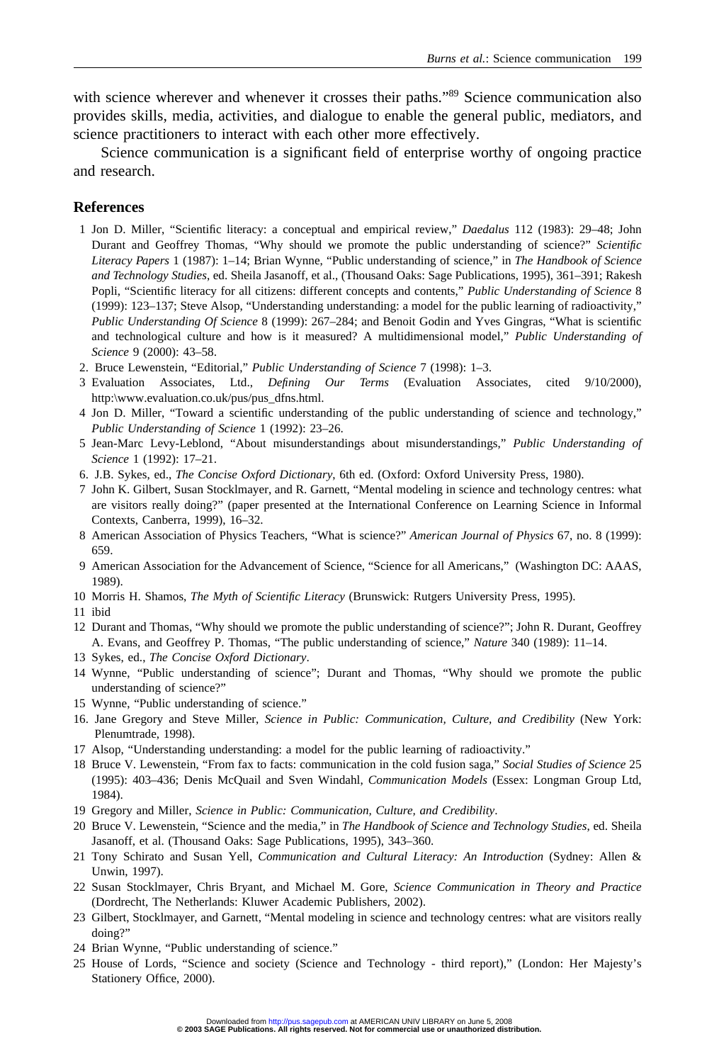with science wherever and whenever it crosses their paths."[89] Science communication also provides skills, media, activities, and dialogue to enable the general public, mediators, and science practitioners to interact with each other more effectively.

Science communication is a significant field of enterprise worthy of ongoing practice and research.

## References

1 Jon D. Miller, "Scientific literacy: a conceptual and empirical review," *Daedalus* 112 (1983): 29–48; John Durant and Geoffrey Thomas, "Why should we promote the public understanding of science?" *Scientific Literacy Papers* 1 (1987): 1–14; Brian Wynne, "Public understanding of science," in *The Handbook of Science and Technology Studies*, ed. Sheila Jasanoff, et al., (Thousand Oaks: Sage Publications, 1995), 361–391; Rakesh Popli, "Scientific literacy for all citizens: different concepts and contents," *Public Understanding of Science* 8 (1999): 123–137; Steve Alsop, "Understanding understanding: a model for the public learning of radioactivity," *Public Understanding Of Science* 8 (1999): 267–284; and Benoit Godin and Yves Gingras, "What is scientific and technological culture and how is it measured? A multidimensional model," *Public Understanding of Science* 9 (2000): 43–58.

2. Bruce Lewenstein, "Editorial," *Public Understanding of Science* 7 (1998): 1–3.

3 Evaluation Associates, Ltd., *Defining Our Terms* (Evaluation Associates, cited 9/10/2000), http:\www.evaluation.co.uk/pus/pus_dfns.html.

4 Jon D. Miller, "Toward a scientific understanding of the public understanding of science and technology," *Public Understanding of Science* 1 (1992): 23–26.

5 Jean-Marc Levy-Leblond, "About misunderstandings about misunderstandings," *Public Understanding of Science* 1 (1992): 17–21.

6. J.B. Sykes, ed., *The Concise Oxford Dictionary*, 6th ed. (Oxford: Oxford University Press, 1980).

7 John K. Gilbert, Susan Stocklmayer, and R. Garnett, "Mental modeling in science and technology centres: what are visitors really doing?" (paper presented at the International Conference on Learning Science in Informal Contexts, Canberra, 1999), 16–32.

8 American Association of Physics Teachers, "What is science?" *American Journal of Physics* 67, no. 8 (1999): 659.

9 American Association for the Advancement of Science, "Science for all Americans," (Washington DC: AAAS, 1989).

10 Morris H. Shamos, *The Myth of Scientific Literacy* (Brunswick: Rutgers University Press, 1995).

11 ibid

12 Durant and Thomas, "Why should we promote the public understanding of science?"; John R. Durant, Geoffrey A. Evans, and Geoffrey P. Thomas, "The public understanding of science," *Nature* 340 (1989): 11–14.

13 Sykes, ed., *The Concise Oxford Dictionary*.

14 Wynne, "Public understanding of science"; Durant and Thomas, "Why should we promote the public understanding of science?"

15 Wynne, "Public understanding of science."

16. Jane Gregory and Steve Miller, *Science in Public: Communication, Culture, and Credibility* (New York: Plenumtrade, 1998).

17 Alsop, "Understanding understanding: a model for the public learning of radioactivity."

18 Bruce V. Lewenstein, "From fax to facts: communication in the cold fusion saga," *Social Studies of Science* 25 (1995): 403–436; Denis McQuail and Sven Windahl, *Communication Models* (Essex: Longman Group Ltd, 1984).

19 Gregory and Miller, *Science in Public: Communication, Culture, and Credibility*.

20 Bruce V. Lewenstein, "Science and the media," in *The Handbook of Science and Technology Studies,* ed. Sheila Jasanoff, et al. (Thousand Oaks: Sage Publications, 1995), 343–360.

21 Tony Schirato and Susan Yell, *Communication and Cultural Literacy: An Introduction* (Sydney: Allen & Unwin, 1997).

22 Susan Stocklmayer, Chris Bryant, and Michael M. Gore, *Science Communication in Theory and Practice* (Dordrecht, The Netherlands: Kluwer Academic Publishers, 2002).

23 Gilbert, Stocklmayer, and Garnett, "Mental modeling in science and technology centres: what are visitors really doing?"

24 Brian Wynne, "Public understanding of science."

25 House of Lords, "Science and society (Science and Technology - third report)," (London: Her Majesty's Stationery Office, 2000).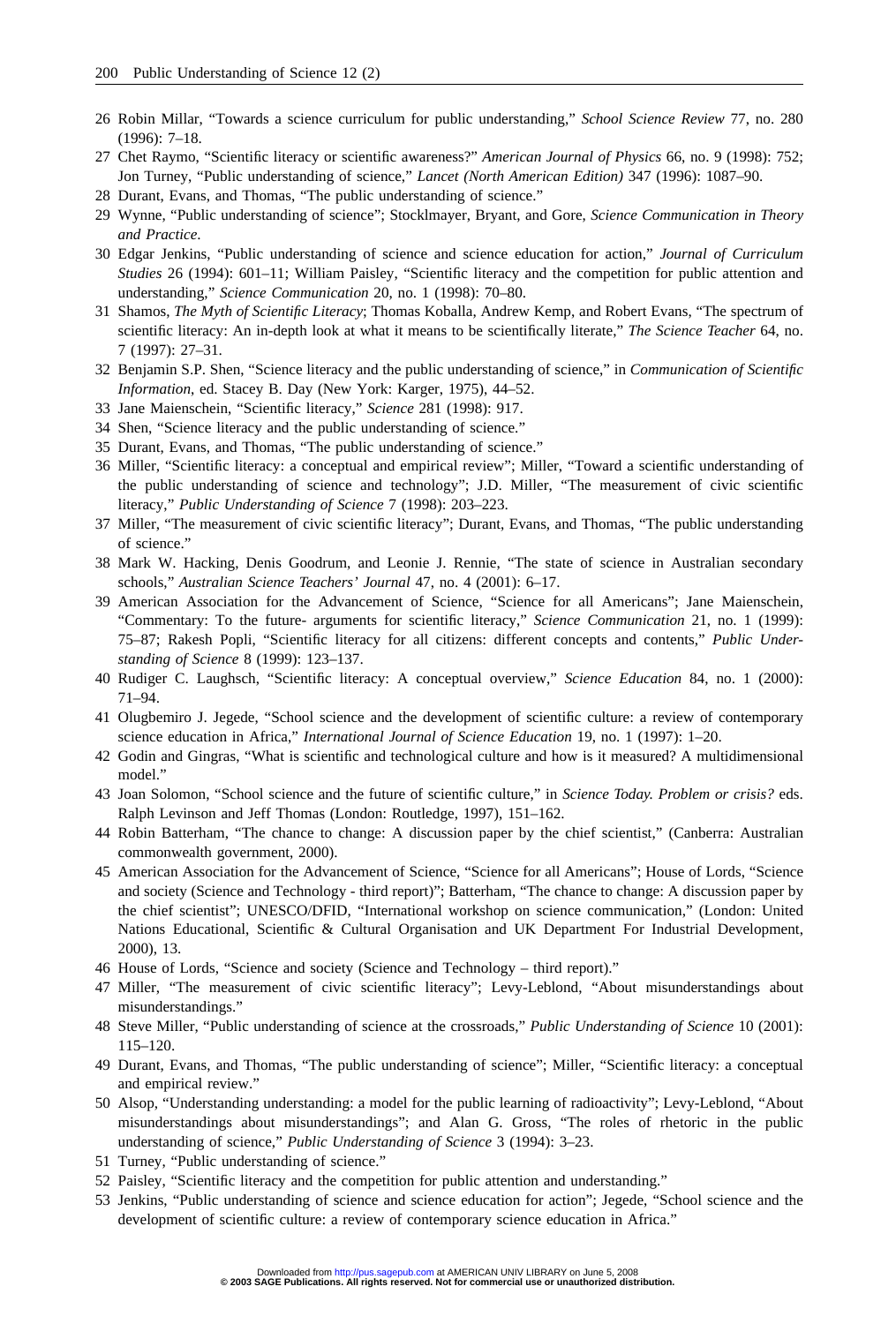26 Robin Millar, "Towards a science curriculum for public understanding," *School Science Review* 77, no. 280 (1996): 7–18.

27 Chet Raymo, "Scientific literacy or scientific awareness?" *American Journal of Physics* 66, no. 9 (1998): 752; Jon Turney, "Public understanding of science," *Lancet (North American Edition)* 347 (1996): 1087–90.

28 Durant, Evans, and Thomas, "The public understanding of science."

29 Wynne, "Public understanding of science"; Stocklmayer, Bryant, and Gore, *Science Communication in Theory and Practice*.

30 Edgar Jenkins, "Public understanding of science and science education for action," *Journal of Curriculum Studies* 26 (1994): 601–11; William Paisley, "Scientific literacy and the competition for public attention and understanding," *Science Communication* 20, no. 1 (1998): 70–80.

31 Shamos, *The Myth of Scientific Literacy*; Thomas Koballa, Andrew Kemp, and Robert Evans, "The spectrum of scientific literacy: An in-depth look at what it means to be scientifically literate," *The Science Teacher* 64, no. 7 (1997): 27–31.

32 Benjamin S.P. Shen, "Science literacy and the public understanding of science," in *Communication of Scientific Information*, ed. Stacey B. Day (New York: Karger, 1975), 44–52.

33 Jane Maienschein, "Scientific literacy," *Science* 281 (1998): 917.

34 Shen, "Science literacy and the public understanding of science."

35 Durant, Evans, and Thomas, "The public understanding of science."

36 Miller, "Scientific literacy: a conceptual and empirical review"; Miller, "Toward a scientific understanding of the public understanding of science and technology"; J.D. Miller, "The measurement of civic scientific literacy," *Public Understanding of Science* 7 (1998): 203–223.

37 Miller, "The measurement of civic scientific literacy"; Durant, Evans, and Thomas, "The public understanding of science."

38 Mark W. Hacking, Denis Goodrum, and Leonie J. Rennie, "The state of science in Australian secondary schools," *Australian Science Teachers' Journal* 47, no. 4 (2001): 6–17.

39 American Association for the Advancement of Science, "Science for all Americans"; Jane Maienschein, "Commentary: To the future- arguments for scientific literacy," *Science Communication* 21, no. 1 (1999): 75–87; Rakesh Popli, "Scientific literacy for all citizens: different concepts and contents," *Public Understanding of Science* 8 (1999): 123–137.

40 Rudiger C. Laughsch, "Scientific literacy: A conceptual overview," *Science Education* 84, no. 1 (2000): 71–94.

41 Olugbemiro J. Jegede, "School science and the development of scientific culture: a review of contemporary science education in Africa," *International Journal of Science Education* 19, no. 1 (1997): 1–20.

42 Godin and Gingras, "What is scientific and technological culture and how is it measured? A multidimensional model."

43 Joan Solomon, "School science and the future of scientific culture," in *Science Today. Problem or crisis?* eds. Ralph Levinson and Jeff Thomas (London: Routledge, 1997), 151–162.

44 Robin Batterham, "The chance to change: A discussion paper by the chief scientist," (Canberra: Australian commonwealth government, 2000).

45 American Association for the Advancement of Science, "Science for all Americans"; House of Lords, "Science and society (Science and Technology - third report)"; Batterham, "The chance to change: A discussion paper by the chief scientist"; UNESCO/DFID, "International workshop on science communication," (London: United Nations Educational, Scientific & Cultural Organisation and UK Department For Industrial Development, 2000), 13.

46 House of Lords, "Science and society (Science and Technology – third report)."

47 Miller, "The measurement of civic scientific literacy"; Levy-Leblond, "About misunderstandings about misunderstandings."

48 Steve Miller, "Public understanding of science at the crossroads," *Public Understanding of Science* 10 (2001): 115–120.

49 Durant, Evans, and Thomas, "The public understanding of science"; Miller, "Scientific literacy: a conceptual and empirical review."

50 Alsop, "Understanding understanding: a model for the public learning of radioactivity"; Levy-Leblond, "About misunderstandings about misunderstandings"; and Alan G. Gross, "The roles of rhetoric in the public understanding of science," *Public Understanding of Science* 3 (1994): 3–23.

51 Turney, "Public understanding of science."

52 Paisley, "Scientific literacy and the competition for public attention and understanding."

53 Jenkins, "Public understanding of science and science education for action"; Jegede, "School science and the development of scientific culture: a review of contemporary science education in Africa."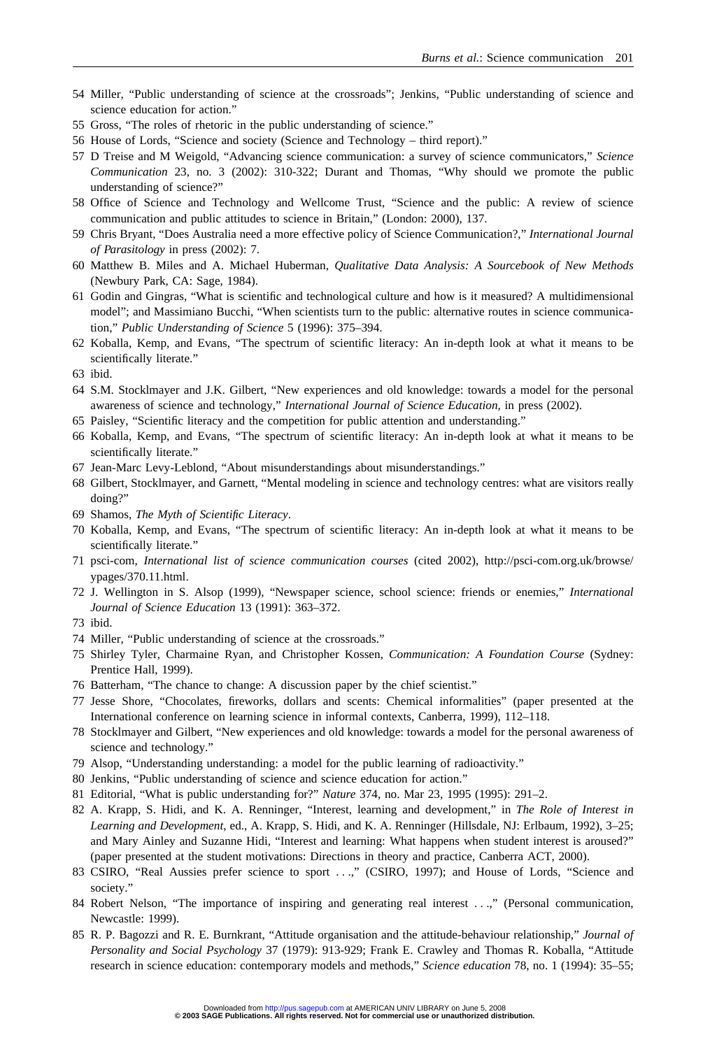54 Miller, "Public understanding of science at the crossroads"; Jenkins, "Public understanding of science and science education for action."

55 Gross, "The roles of rhetoric in the public understanding of science."

56 House of Lords, "Science and society (Science and Technology – third report)."

57 D Treise and M Weigold, "Advancing science communication: a survey of science communicators," *Science Communication* 23, no. 3 (2002): 310-322; Durant and Thomas, "Why should we promote the public understanding of science?"

58 Office of Science and Technology and Wellcome Trust, "Science and the public: A review of science communication and public attitudes to science in Britain," (London: 2000), 137.

59 Chris Bryant, "Does Australia need a more effective policy of Science Communication?," *International Journal of Parasitology* in press (2002): 7.

60 Matthew B. Miles and A. Michael Huberman, *Qualitative Data Analysis: A Sourcebook of New Methods* (Newbury Park, CA: Sage, 1984).

61 Godin and Gingras, "What is scientific and technological culture and how is it measured? A multidimensional model"; and Massimiano Bucchi, "When scientists turn to the public: alternative routes in science communication," *Public Understanding of Science* 5 (1996): 375–394.

62 Koballa, Kemp, and Evans, "The spectrum of scientific literacy: An in-depth look at what it means to be scientifically literate."

63 ibid.

64 S.M. Stocklmayer and J.K. Gilbert, "New experiences and old knowledge: towards a model for the personal awareness of science and technology," *International Journal of Science Education*, in press (2002).

65 Paisley, "Scientific literacy and the competition for public attention and understanding."

66 Koballa, Kemp, and Evans, "The spectrum of scientific literacy: An in-depth look at what it means to be scientifically literate."

67 Jean-Marc Levy-Leblond, "About misunderstandings about misunderstandings."

68 Gilbert, Stocklmayer, and Garnett, "Mental modeling in science and technology centres: what are visitors really doing?"

69 Shamos, *The Myth of Scientific Literacy*.

70 Koballa, Kemp, and Evans, "The spectrum of scientific literacy: An in-depth look at what it means to be scientifically literate."

71 psci-com, *International list of science communication courses* (cited 2002), http://psci-com.org.uk/browse/ypages/370.11.html.

72 J. Wellington in S. Alsop (1999), "Newspaper science, school science: friends or enemies," *International Journal of Science Education* 13 (1991): 363–372.

73 ibid.

74 Miller, "Public understanding of science at the crossroads."

75 Shirley Tyler, Charmaine Ryan, and Christopher Kossen, *Communication: A Foundation Course* (Sydney: Prentice Hall, 1999).

76 Batterham, "The chance to change: A discussion paper by the chief scientist."

77 Jesse Shore, "Chocolates, fireworks, dollars and scents: Chemical informalities" (paper presented at the International conference on learning science in informal contexts, Canberra, 1999), 112–118.

78 Stocklmayer and Gilbert, "New experiences and old knowledge: towards a model for the personal awareness of science and technology."

79 Alsop, "Understanding understanding: a model for the public learning of radioactivity."

80 Jenkins, "Public understanding of science and science education for action."

81 Editorial, "What is public understanding for?" *Nature* 374, no. Mar 23, 1995 (1995): 291–2.

82 A. Krapp, S. Hidi, and K. A. Renninger, "Interest, learning and development," in *The Role of Interest in Learning and Development*, ed., A. Krapp, S. Hidi, and K. A. Renninger (Hillsdale, NJ: Erlbaum, 1992), 3–25; and Mary Ainley and Suzanne Hidi, "Interest and learning: What happens when student interest is aroused?" (paper presented at the student motivations: Directions in theory and practice, Canberra ACT, 2000).

83 CSIRO, "Real Aussies prefer science to sport . . .," (CSIRO, 1997); and House of Lords, "Science and society."

84 Robert Nelson, "The importance of inspiring and generating real interest . . .," (Personal communication, Newcastle: 1999).

85 R. P. Bagozzi and R. E. Burnkrant, "Attitude organisation and the attitude-behaviour relationship," *Journal of Personality and Social Psychology* 37 (1979): 913-929; Frank E. Crawley and Thomas R. Koballa, "Attitude research in science education: contemporary models and methods," *Science education* 78, no. 1 (1994): 35–55;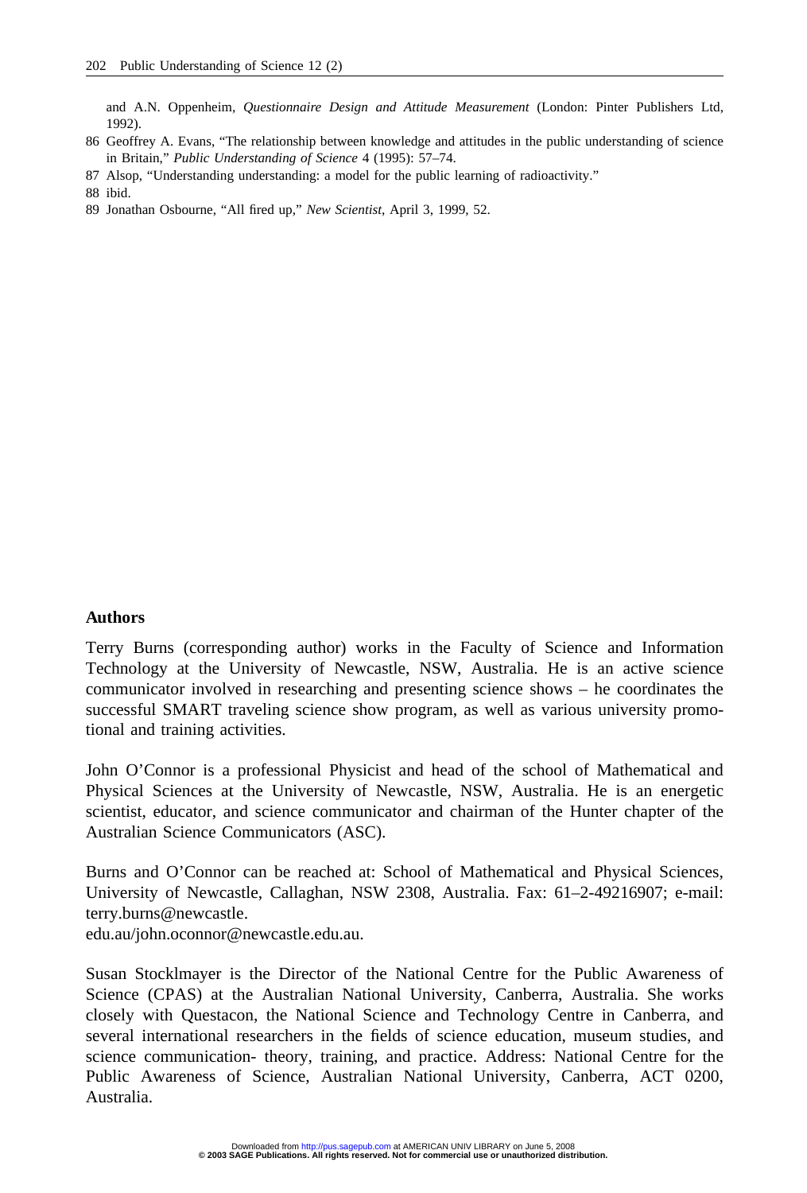and A.N. Oppenheim, *Questionnaire Design and Attitude Measurement* (London: Pinter Publishers Ltd, 1992).

86 Geoffrey A. Evans, "The relationship between knowledge and attitudes in the public understanding of science in Britain," *Public Understanding of Science* 4 (1995): 57–74.

87 Alsop, "Understanding understanding: a model for the public learning of radioactivity."

88 ibid.

89 Jonathan Osbourne, "All fired up," *New Scientist*, April 3, 1999, 52.

## Authors

Terry Burns (corresponding author) works in the Faculty of Science and Information Technology at the University of Newcastle, NSW, Australia. He is an active science communicator involved in researching and presenting science shows – he coordinates the successful SMART traveling science show program, as well as various university promotional and training activities.

John O'Connor is a professional Physicist and head of the school of Mathematical and Physical Sciences at the University of Newcastle, NSW, Australia. He is an energetic scientist, educator, and science communicator and chairman of the Hunter chapter of the Australian Science Communicators (ASC).

Burns and O'Connor can be reached at: School of Mathematical and Physical Sciences, University of Newcastle, Callaghan, NSW 2308, Australia. Fax: 61–2-49216907; e-mail: terry.burns@newcastle.
edu.au/john.oconnor@newcastle.edu.au.

Susan Stocklmayer is the Director of the National Centre for the Public Awareness of Science (CPAS) at the Australian National University, Canberra, Australia. She works closely with Questacon, the National Science and Technology Centre in Canberra, and several international researchers in the fields of science education, museum studies, and science communication- theory, training, and practice. Address: National Centre for the Public Awareness of Science, Australian National University, Canberra, ACT 0200, Australia.